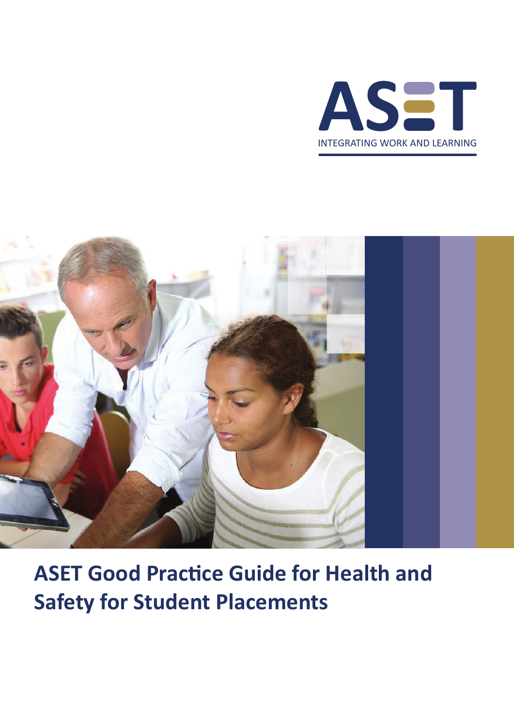ASET

INTEGRATING WORK AND LEARNING

# ASET Good Practice Guide for Health and Safety for Student Placements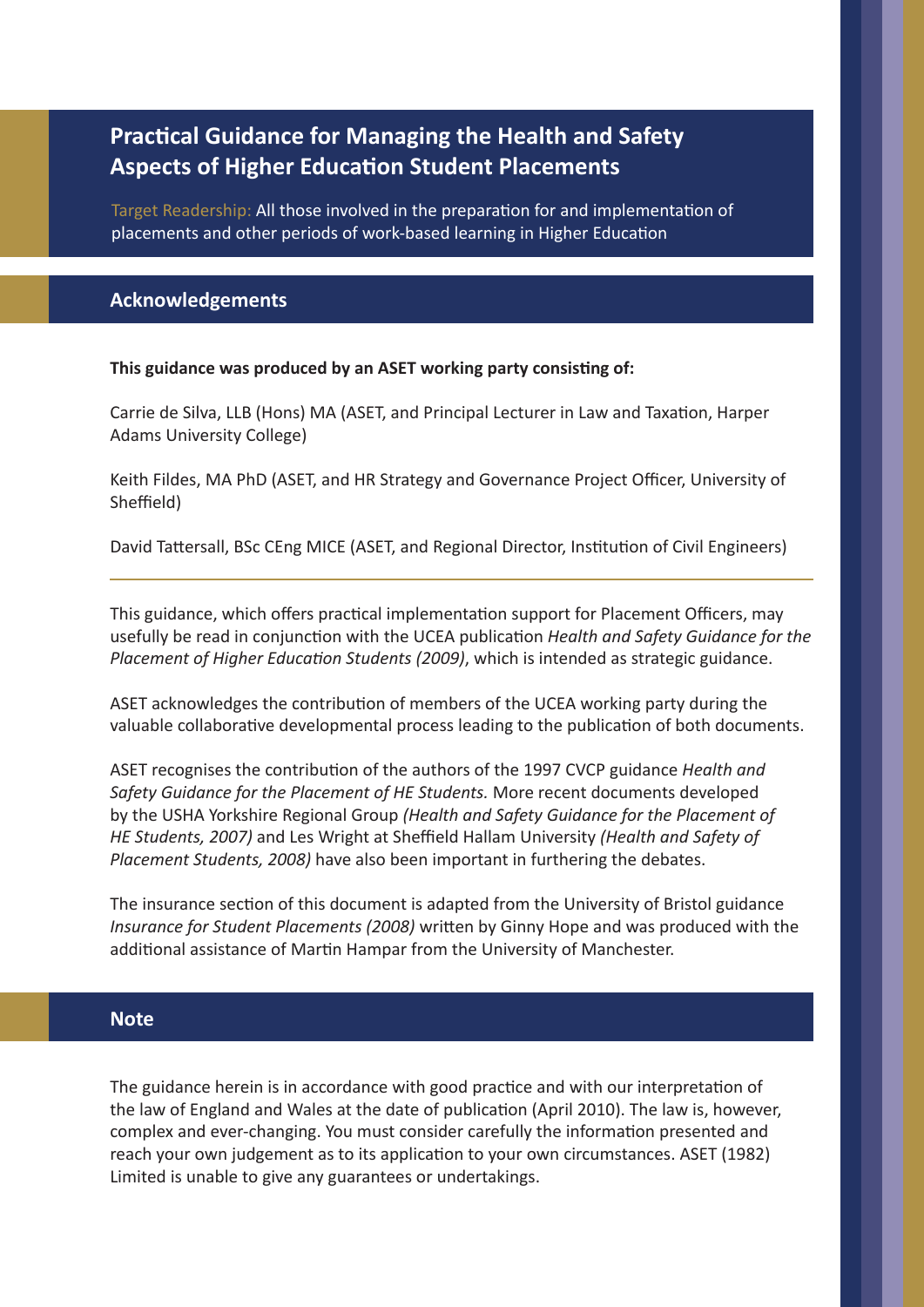# Practical Guidance for Managing the Health and Safety Aspects of Higher Education Student Placements

Target Readership: All those involved in the preparation for and implementation of placements and other periods of work-based learning in Higher Education

## Acknowledgements

**This guidance was produced by an ASET working party consisting of:**

Carrie de Silva, LLB (Hons) MA (ASET, and Principal Lecturer in Law and Taxation, Harper Adams University College)

Keith Fildes, MA PhD (ASET, and HR Strategy and Governance Project Officer, University of Sheffield)

David Tattersall, BSc CEng MICE (ASET, and Regional Director, Institution of Civil Engineers)

---

This guidance, which offers practical implementation support for Placement Officers, may usefully be read in conjunction with the UCEA publication *Health and Safety Guidance for the Placement of Higher Education Students (2009)*, which is intended as strategic guidance.

ASET acknowledges the contribution of members of the UCEA working party during the valuable collaborative developmental process leading to the publication of both documents.

ASET recognises the contribution of the authors of the 1997 CVCP guidance *Health and Safety Guidance for the Placement of HE Students.* More recent documents developed by the USHA Yorkshire Regional Group *(Health and Safety Guidance for the Placement of HE Students, 2007)* and Les Wright at Sheffield Hallam University *(Health and Safety of Placement Students, 2008)* have also been important in furthering the debates.

The insurance section of this document is adapted from the University of Bristol guidance *Insurance for Student Placements (2008)* written by Ginny Hope and was produced with the additional assistance of Martin Hampar from the University of Manchester.

## Note

The guidance herein is in accordance with good practice and with our interpretation of the law of England and Wales at the date of publication (April 2010). The law is, however, complex and ever-changing. You must consider carefully the information presented and reach your own judgement as to its application to your own circumstances. ASET (1982) Limited is unable to give any guarantees or undertakings.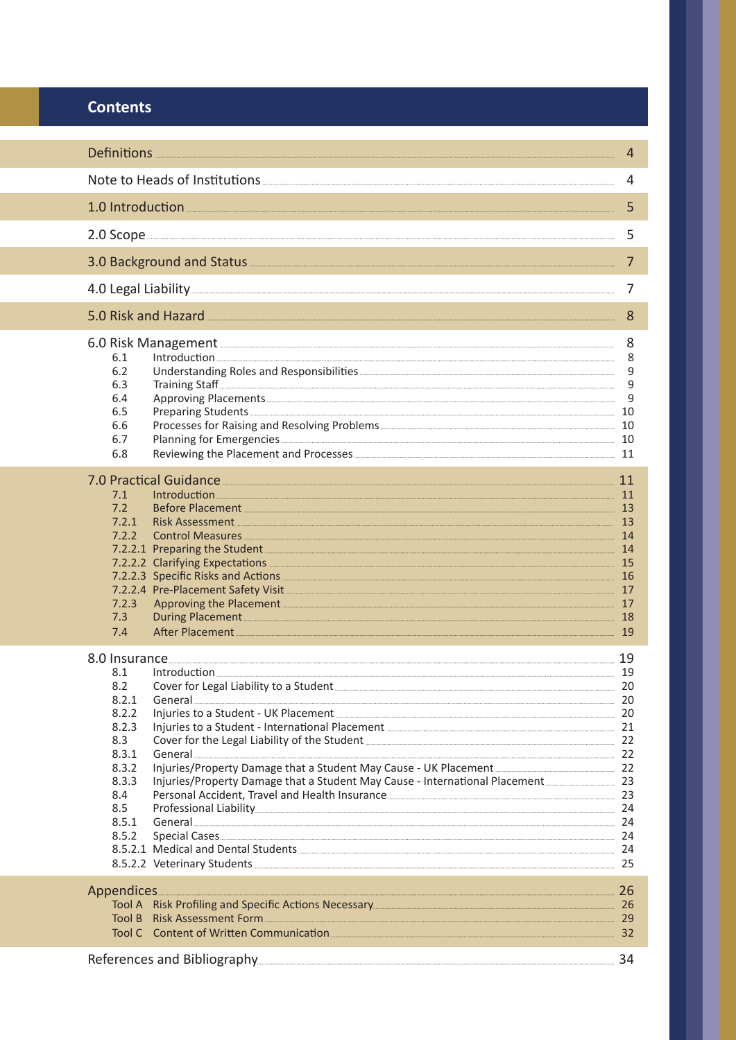# Contents

| | |
|---|---|
| Definitions | 4 |
| Note to Heads of Institutions | 4 |
| 1.0 Introduction | 5 |
| 2.0 Scope | 5 |
| 3.0 Background and Status | 7 |
| 4.0 Legal Liability | 7 |
| 5.0 Risk and Hazard | 8 |
| 6.0 Risk Management | 8 |
| 6.1 Introduction | 8 |
| 6.2 Understanding Roles and Responsibilities | 9 |
| 6.3 Training Staff | 9 |
| 6.4 Approving Placements | 9 |
| 6.5 Preparing Students | 10 |
| 6.6 Processes for Raising and Resolving Problems | 10 |
| 6.7 Planning for Emergencies | 10 |
| 6.8 Reviewing the Placement and Processes | 11 |
| 7.0 Practical Guidance | 11 |
| 7.1 Introduction | 11 |
| 7.2 Before Placement | 13 |
| 7.2.1 Risk Assessment | 13 |
| 7.2.2 Control Measures | 14 |
| 7.2.2.1 Preparing the Student | 14 |
| 7.2.2.2 Clarifying Expectations | 15 |
| 7.2.2.3 Specific Risks and Actions | 16 |
| 7.2.2.4 Pre-Placement Safety Visit | 17 |
| 7.2.3 Approving the Placement | 17 |
| 7.3 During Placement | 18 |
| 7.4 After Placement | 19 |
| 8.0 Insurance | 19 |
| 8.1 Introduction | 19 |
| 8.2 Cover for Legal Liability to a Student | 20 |
| 8.2.1 General | 20 |
| 8.2.2 Injuries to a Student - UK Placement | 20 |
| 8.2.3 Injuries to a Student - International Placement | 21 |
| 8.3 Cover for the Legal Liability of the Student | 22 |
| 8.3.1 General | 22 |
| 8.3.2 Injuries/Property Damage that a Student May Cause - UK Placement | 22 |
| 8.3.3 Injuries/Property Damage that a Student May Cause - International Placement | 23 |
| 8.4 Personal Accident, Travel and Health Insurance | 23 |
| 8.5 Professional Liability | 24 |
| 8.5.1 General | 24 |
| 8.5.2 Special Cases | 24 |
| 8.5.2.1 Medical and Dental Students | 24 |
| 8.5.2.2 Veterinary Students | 25 |
| Appendices | 26 |
| Tool A Risk Profiling and Specific Actions Necessary | 26 |
| Tool B Risk Assessment Form | 29 |
| Tool C Content of Written Communication | 32 |
| References and Bibliography | 34 |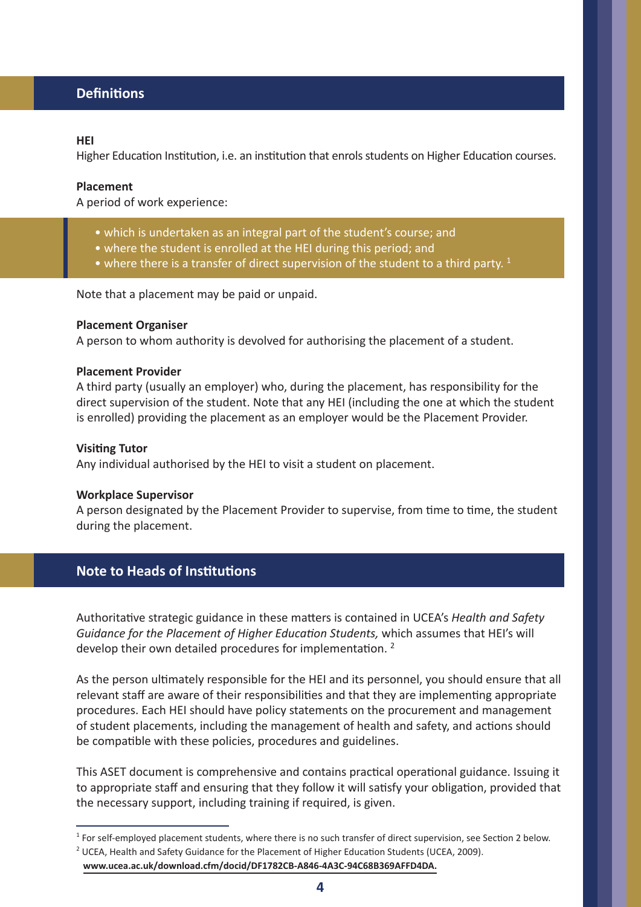## Definitions

**HEI**
Higher Education Institution, i.e. an institution that enrols students on Higher Education courses.

**Placement**
A period of work experience:

- which is undertaken as an integral part of the student's course; and
- where the student is enrolled at the HEI during this period; and
- where there is a transfer of direct supervision of the student to a third party. [1]

Note that a placement may be paid or unpaid.

**Placement Organiser**
A person to whom authority is devolved for authorising the placement of a student.

**Placement Provider**
A third party (usually an employer) who, during the placement, has responsibility for the direct supervision of the student. Note that any HEI (including the one at which the student is enrolled) providing the placement as an employer would be the Placement Provider.

**Visiting Tutor**
Any individual authorised by the HEI to visit a student on placement.

**Workplace Supervisor**
A person designated by the Placement Provider to supervise, from time to time, the student during the placement.

## Note to Heads of Institutions

Authoritative strategic guidance in these matters is contained in UCEA's *Health and Safety Guidance for the Placement of Higher Education Students,* which assumes that HEI's will develop their own detailed procedures for implementation. [2]

As the person ultimately responsible for the HEI and its personnel, you should ensure that all relevant staff are aware of their responsibilities and that they are implementing appropriate procedures. Each HEI should have policy statements on the procurement and management of student placements, including the management of health and safety, and actions should be compatible with these policies, procedures and guidelines.

This ASET document is comprehensive and contains practical operational guidance. Issuing it to appropriate staff and ensuring that they follow it will satisfy your obligation, provided that the necessary support, including training if required, is given.

---

[1] For self-employed placement students, where there is no such transfer of direct supervision, see Section 2 below.

[2] UCEA, Health and Safety Guidance for the Placement of Higher Education Students (UCEA, 2009). **www.ucea.ac.uk/download.cfm/docid/DF1782CB-A846-4A3C-94C68B369AFFD4DA.**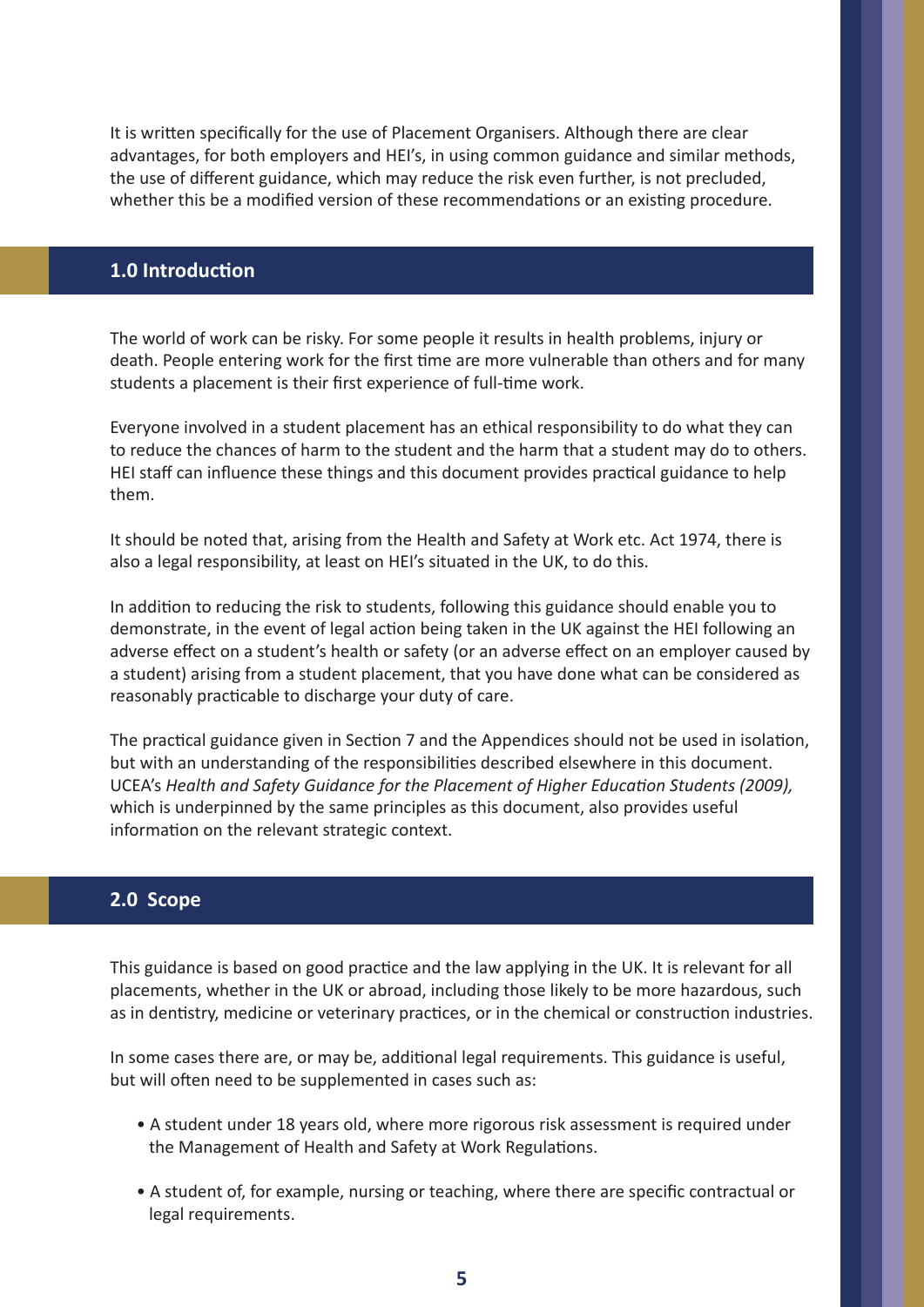It is written specifically for the use of Placement Organisers. Although there are clear advantages, for both employers and HEI's, in using common guidance and similar methods, the use of different guidance, which may reduce the risk even further, is not precluded, whether this be a modified version of these recommendations or an existing procedure.

## 1.0 Introduction

The world of work can be risky. For some people it results in health problems, injury or death. People entering work for the first time are more vulnerable than others and for many students a placement is their first experience of full-time work.

Everyone involved in a student placement has an ethical responsibility to do what they can to reduce the chances of harm to the student and the harm that a student may do to others. HEI staff can influence these things and this document provides practical guidance to help them.

It should be noted that, arising from the Health and Safety at Work etc. Act 1974, there is also a legal responsibility, at least on HEI's situated in the UK, to do this.

In addition to reducing the risk to students, following this guidance should enable you to demonstrate, in the event of legal action being taken in the UK against the HEI following an adverse effect on a student's health or safety (or an adverse effect on an employer caused by a student) arising from a student placement, that you have done what can be considered as reasonably practicable to discharge your duty of care.

The practical guidance given in Section 7 and the Appendices should not be used in isolation, but with an understanding of the responsibilities described elsewhere in this document. UCEA's *Health and Safety Guidance for the Placement of Higher Education Students (2009),* which is underpinned by the same principles as this document, also provides useful information on the relevant strategic context.

## 2.0 Scope

This guidance is based on good practice and the law applying in the UK. It is relevant for all placements, whether in the UK or abroad, including those likely to be more hazardous, such as in dentistry, medicine or veterinary practices, or in the chemical or construction industries.

In some cases there are, or may be, additional legal requirements. This guidance is useful, but will often need to be supplemented in cases such as:

- A student under 18 years old, where more rigorous risk assessment is required under the Management of Health and Safety at Work Regulations.
- A student of, for example, nursing or teaching, where there are specific contractual or legal requirements.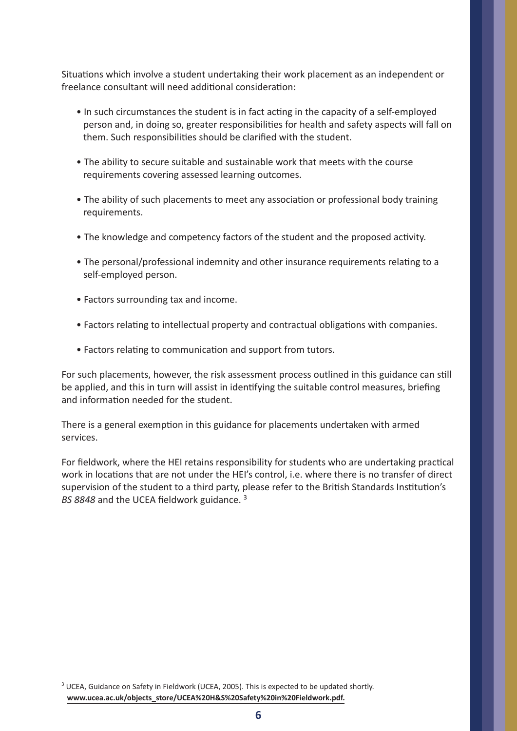Situations which involve a student undertaking their work placement as an independent or freelance consultant will need additional consideration:

- In such circumstances the student is in fact acting in the capacity of a self-employed person and, in doing so, greater responsibilities for health and safety aspects will fall on them. Such responsibilities should be clarified with the student.
- The ability to secure suitable and sustainable work that meets with the course requirements covering assessed learning outcomes.
- The ability of such placements to meet any association or professional body training requirements.
- The knowledge and competency factors of the student and the proposed activity.
- The personal/professional indemnity and other insurance requirements relating to a self-employed person.
- Factors surrounding tax and income.
- Factors relating to intellectual property and contractual obligations with companies.
- Factors relating to communication and support from tutors.

For such placements, however, the risk assessment process outlined in this guidance can still be applied, and this in turn will assist in identifying the suitable control measures, briefing and information needed for the student.

There is a general exemption in this guidance for placements undertaken with armed services.

For fieldwork, where the HEI retains responsibility for students who are undertaking practical work in locations that are not under the HEI's control, i.e. where there is no transfer of direct supervision of the student to a third party, please refer to the British Standards Institution's *BS 8848* and the UCEA fieldwork guidance. [3]

[3] UCEA, Guidance on Safety in Fieldwork (UCEA, 2005). This is expected to be updated shortly. **www.ucea.ac.uk/objects_store/UCEA%20H&S%20Safety%20in%20Fieldwork.pdf.**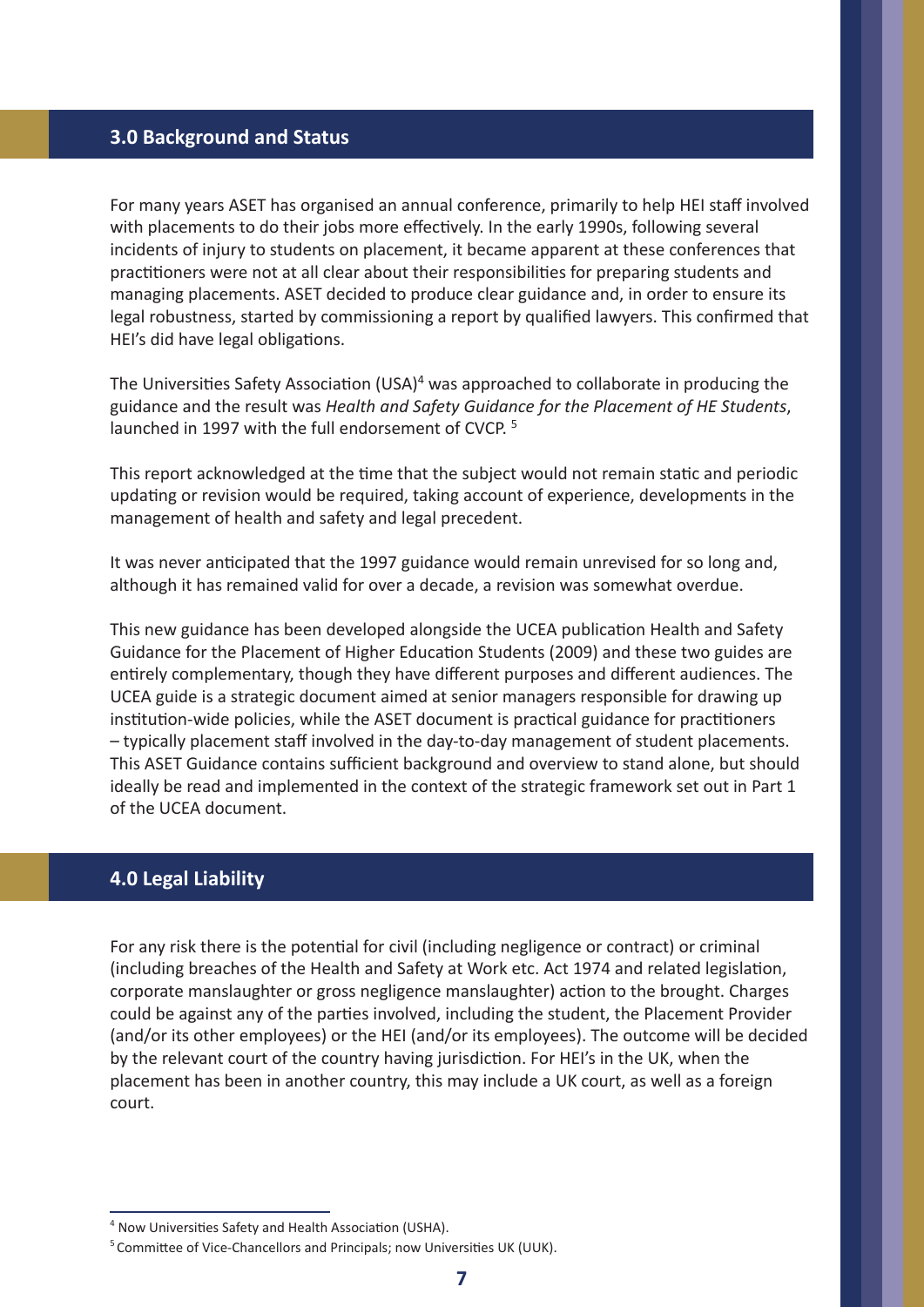## 3.0 Background and Status

For many years ASET has organised an annual conference, primarily to help HEI staff involved with placements to do their jobs more effectively. In the early 1990s, following several incidents of injury to students on placement, it became apparent at these conferences that practitioners were not at all clear about their responsibilities for preparing students and managing placements. ASET decided to produce clear guidance and, in order to ensure its legal robustness, started by commissioning a report by qualified lawyers. This confirmed that HEI's did have legal obligations.

The Universities Safety Association (USA)[4] was approached to collaborate in producing the guidance and the result was *Health and Safety Guidance for the Placement of HE Students*, launched in 1997 with the full endorsement of CVCP. [5]

This report acknowledged at the time that the subject would not remain static and periodic updating or revision would be required, taking account of experience, developments in the management of health and safety and legal precedent.

It was never anticipated that the 1997 guidance would remain unrevised for so long and, although it has remained valid for over a decade, a revision was somewhat overdue.

This new guidance has been developed alongside the UCEA publication Health and Safety Guidance for the Placement of Higher Education Students (2009) and these two guides are entirely complementary, though they have different purposes and different audiences. The UCEA guide is a strategic document aimed at senior managers responsible for drawing up institution-wide policies, while the ASET document is practical guidance for practitioners – typically placement staff involved in the day-to-day management of student placements. This ASET Guidance contains sufficient background and overview to stand alone, but should ideally be read and implemented in the context of the strategic framework set out in Part 1 of the UCEA document.

## 4.0 Legal Liability

For any risk there is the potential for civil (including negligence or contract) or criminal (including breaches of the Health and Safety at Work etc. Act 1974 and related legislation, corporate manslaughter or gross negligence manslaughter) action to the brought. Charges could be against any of the parties involved, including the student, the Placement Provider (and/or its other employees) or the HEI (and/or its employees). The outcome will be decided by the relevant court of the country having jurisdiction. For HEI's in the UK, when the placement has been in another country, this may include a UK court, as well as a foreign court.

---

[4] Now Universities Safety and Health Association (USHA).

[5] Committee of Vice-Chancellors and Principals; now Universities UK (UUK).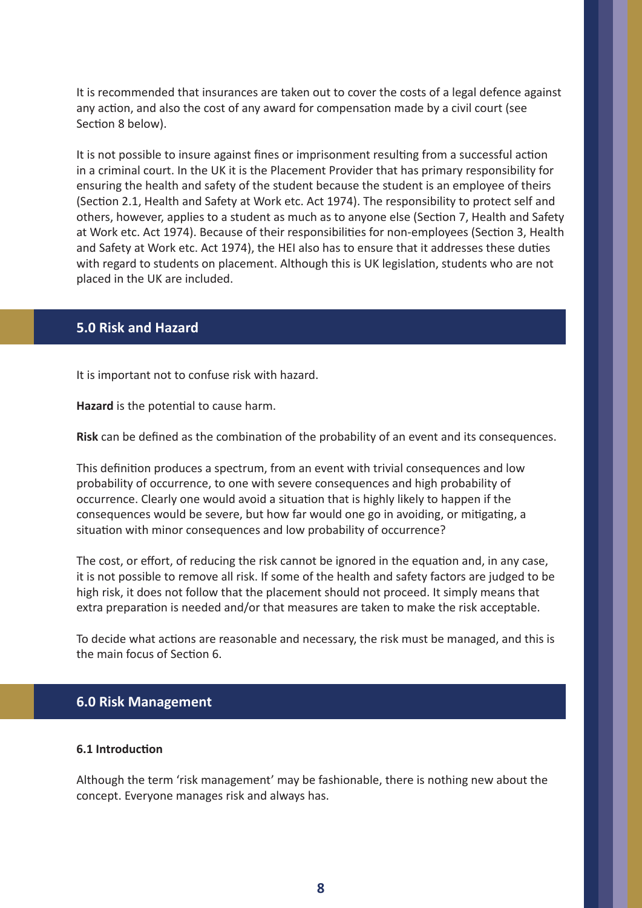It is recommended that insurances are taken out to cover the costs of a legal defence against any action, and also the cost of any award for compensation made by a civil court (see Section 8 below).

It is not possible to insure against fines or imprisonment resulting from a successful action in a criminal court. In the UK it is the Placement Provider that has primary responsibility for ensuring the health and safety of the student because the student is an employee of theirs (Section 2.1, Health and Safety at Work etc. Act 1974). The responsibility to protect self and others, however, applies to a student as much as to anyone else (Section 7, Health and Safety at Work etc. Act 1974). Because of their responsibilities for non-employees (Section 3, Health and Safety at Work etc. Act 1974), the HEI also has to ensure that it addresses these duties with regard to students on placement. Although this is UK legislation, students who are not placed in the UK are included.

## 5.0 Risk and Hazard

It is important not to confuse risk with hazard.

**Hazard** is the potential to cause harm.

**Risk** can be defined as the combination of the probability of an event and its consequences.

This definition produces a spectrum, from an event with trivial consequences and low probability of occurrence, to one with severe consequences and high probability of occurrence. Clearly one would avoid a situation that is highly likely to happen if the consequences would be severe, but how far would one go in avoiding, or mitigating, a situation with minor consequences and low probability of occurrence?

The cost, or effort, of reducing the risk cannot be ignored in the equation and, in any case, it is not possible to remove all risk. If some of the health and safety factors are judged to be high risk, it does not follow that the placement should not proceed. It simply means that extra preparation is needed and/or that measures are taken to make the risk acceptable.

To decide what actions are reasonable and necessary, the risk must be managed, and this is the main focus of Section 6.

## 6.0 Risk Management

### 6.1 Introduction

Although the term ‘risk management’ may be fashionable, there is nothing new about the concept. Everyone manages risk and always has.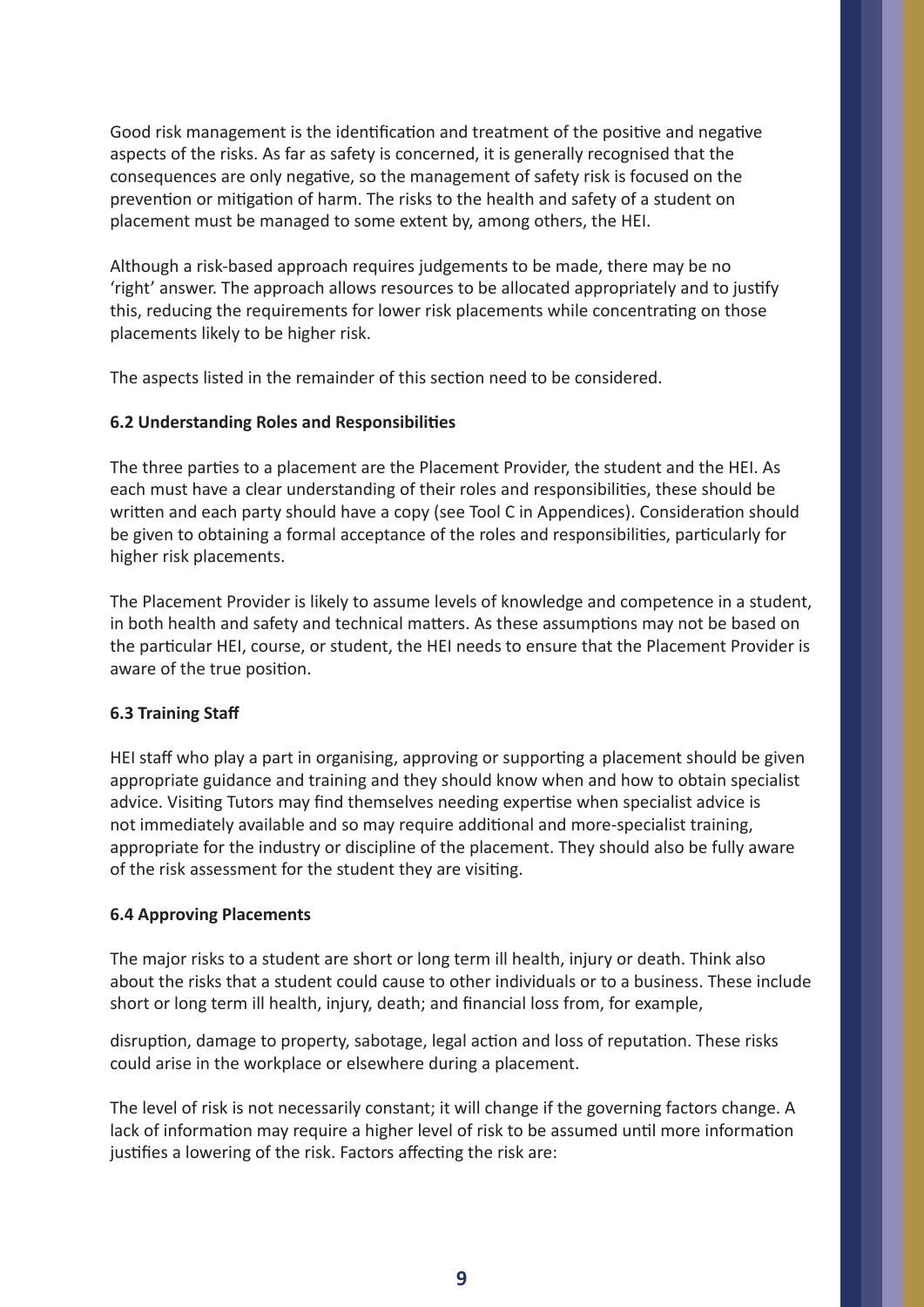Good risk management is the identification and treatment of the positive and negative aspects of the risks. As far as safety is concerned, it is generally recognised that the consequences are only negative, so the management of safety risk is focused on the prevention or mitigation of harm. The risks to the health and safety of a student on placement must be managed to some extent by, among others, the HEI.

Although a risk-based approach requires judgements to be made, there may be no 'right' answer. The approach allows resources to be allocated appropriately and to justify this, reducing the requirements for lower risk placements while concentrating on those placements likely to be higher risk.

The aspects listed in the remainder of this section need to be considered.

**6.2 Understanding Roles and Responsibilities**

The three parties to a placement are the Placement Provider, the student and the HEI. As each must have a clear understanding of their roles and responsibilities, these should be written and each party should have a copy (see Tool C in Appendices). Consideration should be given to obtaining a formal acceptance of the roles and responsibilities, particularly for higher risk placements.

The Placement Provider is likely to assume levels of knowledge and competence in a student, in both health and safety and technical matters. As these assumptions may not be based on the particular HEI, course, or student, the HEI needs to ensure that the Placement Provider is aware of the true position.

**6.3 Training Staff**

HEI staff who play a part in organising, approving or supporting a placement should be given appropriate guidance and training and they should know when and how to obtain specialist advice. Visiting Tutors may find themselves needing expertise when specialist advice is not immediately available and so may require additional and more-specialist training, appropriate for the industry or discipline of the placement. They should also be fully aware of the risk assessment for the student they are visiting.

**6.4 Approving Placements**

The major risks to a student are short or long term ill health, injury or death. Think also about the risks that a student could cause to other individuals or to a business. These include short or long term ill health, injury, death; and financial loss from, for example, disruption, damage to property, sabotage, legal action and loss of reputation. These risks could arise in the workplace or elsewhere during a placement.

The level of risk is not necessarily constant; it will change if the governing factors change. A lack of information may require a higher level of risk to be assumed until more information justifies a lowering of the risk. Factors affecting the risk are: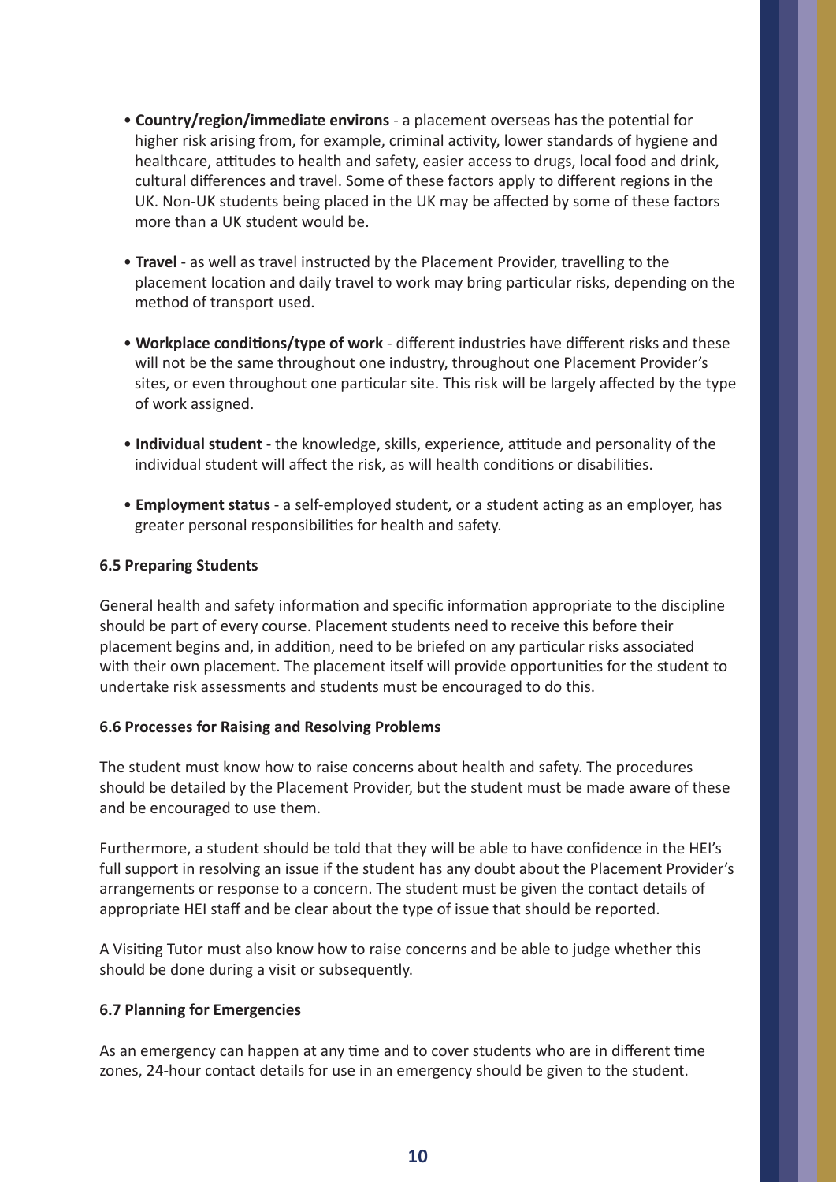- **Country/region/immediate environs** - a placement overseas has the potential for higher risk arising from, for example, criminal activity, lower standards of hygiene and healthcare, attitudes to health and safety, easier access to drugs, local food and drink, cultural differences and travel. Some of these factors apply to different regions in the UK. Non-UK students being placed in the UK may be affected by some of these factors more than a UK student would be.

- **Travel** - as well as travel instructed by the Placement Provider, travelling to the placement location and daily travel to work may bring particular risks, depending on the method of transport used.

- **Workplace conditions/type of work** - different industries have different risks and these will not be the same throughout one industry, throughout one Placement Provider's sites, or even throughout one particular site. This risk will be largely affected by the type of work assigned.

- **Individual student** - the knowledge, skills, experience, attitude and personality of the individual student will affect the risk, as will health conditions or disabilities.

- **Employment status** - a self-employed student, or a student acting as an employer, has greater personal responsibilities for health and safety.

### 6.5 Preparing Students

General health and safety information and specific information appropriate to the discipline should be part of every course. Placement students need to receive this before their placement begins and, in addition, need to be briefed on any particular risks associated with their own placement. The placement itself will provide opportunities for the student to undertake risk assessments and students must be encouraged to do this.

### 6.6 Processes for Raising and Resolving Problems

The student must know how to raise concerns about health and safety. The procedures should be detailed by the Placement Provider, but the student must be made aware of these and be encouraged to use them.

Furthermore, a student should be told that they will be able to have confidence in the HEI's full support in resolving an issue if the student has any doubt about the Placement Provider's arrangements or response to a concern. The student must be given the contact details of appropriate HEI staff and be clear about the type of issue that should be reported.

A Visiting Tutor must also know how to raise concerns and be able to judge whether this should be done during a visit or subsequently.

### 6.7 Planning for Emergencies

As an emergency can happen at any time and to cover students who are in different time zones, 24-hour contact details for use in an emergency should be given to the student.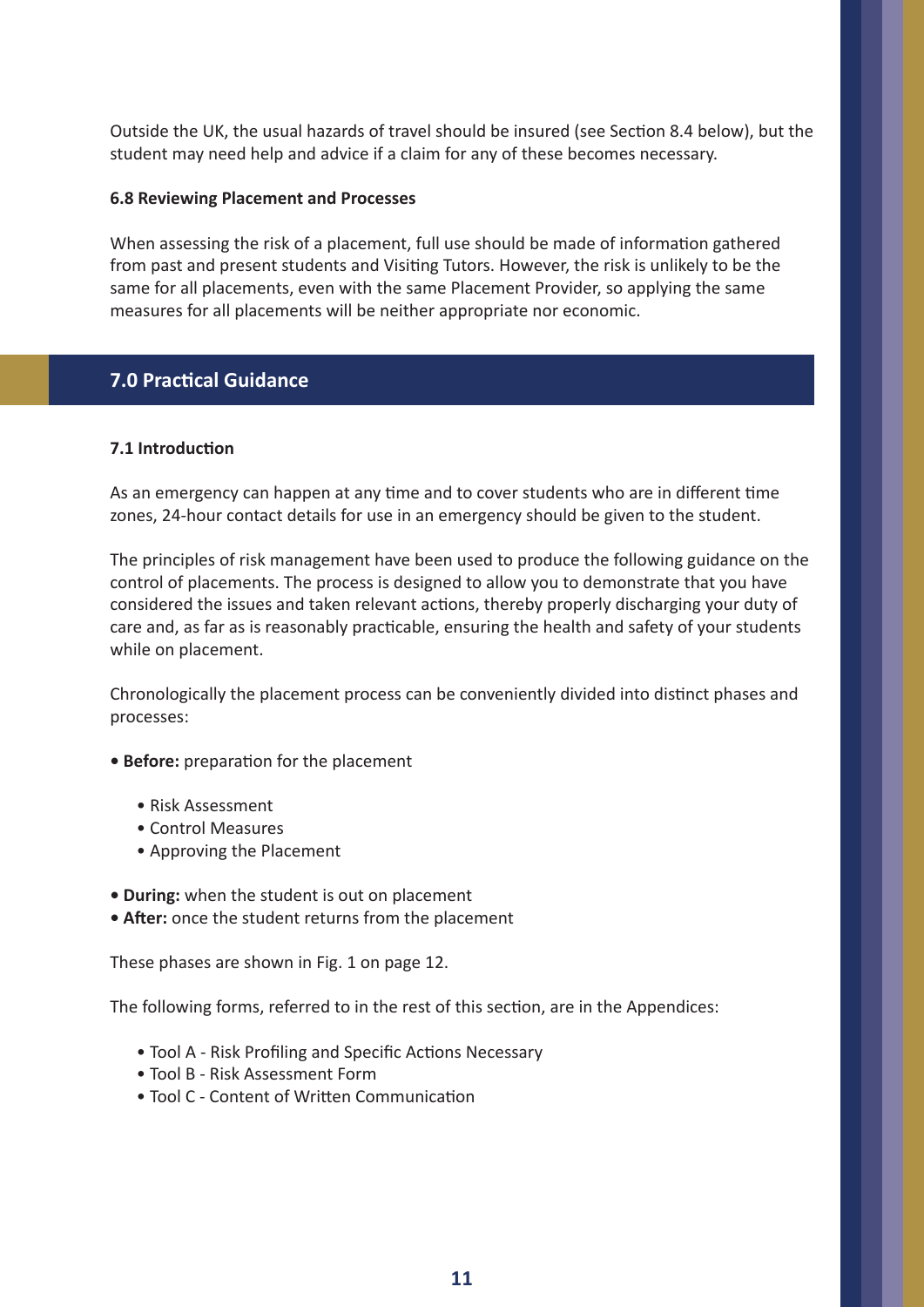Outside the UK, the usual hazards of travel should be insured (see Section 8.4 below), but the student may need help and advice if a claim for any of these becomes necessary.

### 6.8 Reviewing Placement and Processes

When assessing the risk of a placement, full use should be made of information gathered from past and present students and Visiting Tutors. However, the risk is unlikely to be the same for all placements, even with the same Placement Provider, so applying the same measures for all placements will be neither appropriate nor economic.

## 7.0 Practical Guidance

### 7.1 Introduction

As an emergency can happen at any time and to cover students who are in different time zones, 24-hour contact details for use in an emergency should be given to the student.

The principles of risk management have been used to produce the following guidance on the control of placements. The process is designed to allow you to demonstrate that you have considered the issues and taken relevant actions, thereby properly discharging your duty of care and, as far as is reasonably practicable, ensuring the health and safety of your students while on placement.

Chronologically the placement process can be conveniently divided into distinct phases and processes:

- **Before:** preparation for the placement
    - Risk Assessment
    - Control Measures
    - Approving the Placement
- **During:** when the student is out on placement
- **After:** once the student returns from the placement

These phases are shown in Fig. 1 on page 12.

The following forms, referred to in the rest of this section, are in the Appendices:

- Tool A - Risk Profiling and Specific Actions Necessary
- Tool B - Risk Assessment Form
- Tool C - Content of Written Communication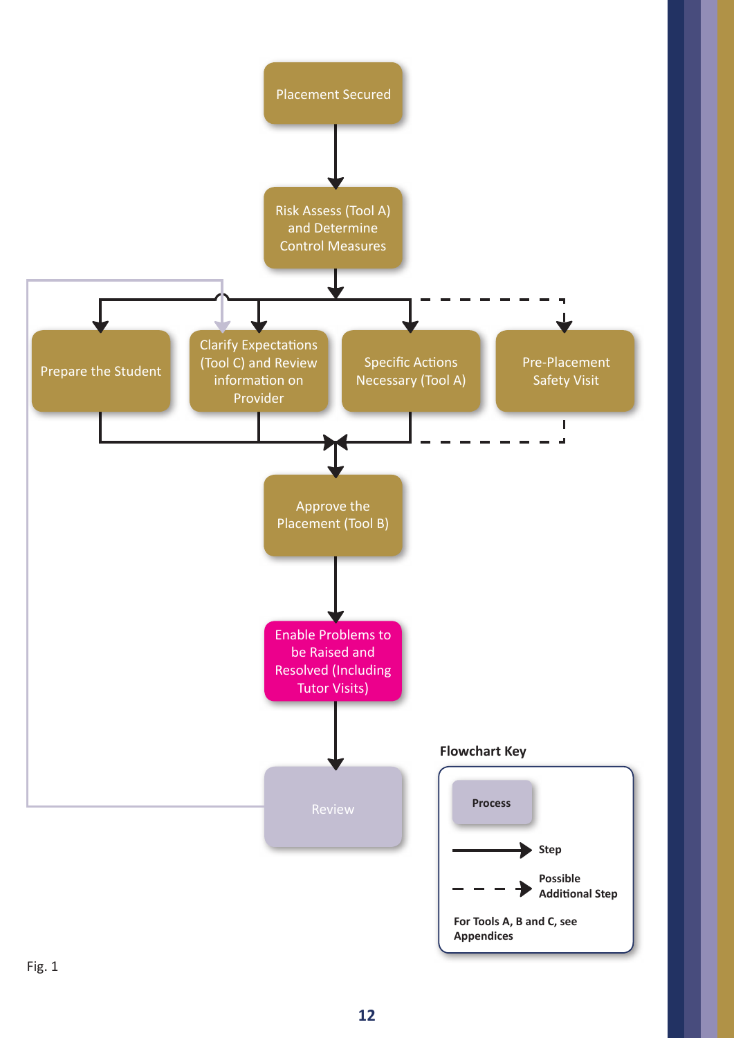Placement Secured

Risk Assess (Tool A) and Determine Control Measures

Prepare the Student

Clarify Expectations (Tool C) and Review information on Provider

Specific Actions Necessary (Tool A)

Pre-Placement Safety Visit

Approve the Placement (Tool B)

Enable Problems to be Raised and Resolved (Including Tutor Visits)

Review

**Flowchart Key**

Process

Step

Possible Additional Step

For Tools A, B and C, see Appendices

Fig. 1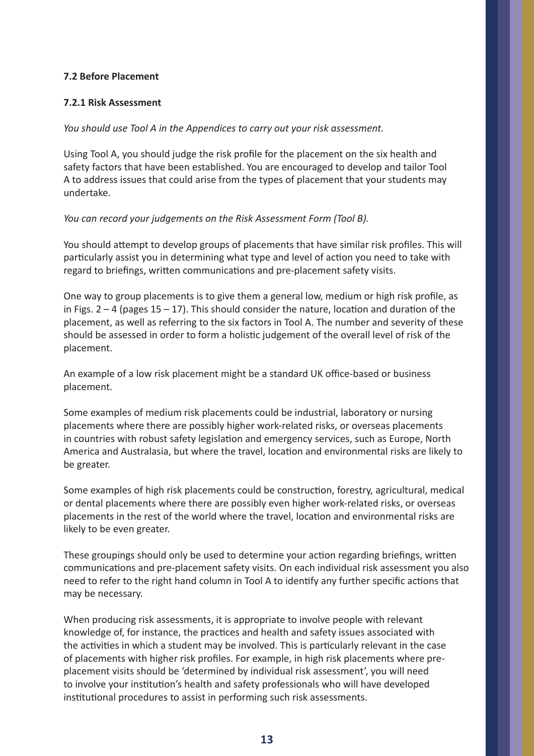### 7.2 Before Placement

#### 7.2.1 Risk Assessment

*You should use Tool A in the Appendices to carry out your risk assessment.*

Using Tool A, you should judge the risk profile for the placement on the six health and safety factors that have been established. You are encouraged to develop and tailor Tool A to address issues that could arise from the types of placement that your students may undertake.

*You can record your judgements on the Risk Assessment Form (Tool B).*

You should attempt to develop groups of placements that have similar risk profiles. This will particularly assist you in determining what type and level of action you need to take with regard to briefings, written communications and pre-placement safety visits.

One way to group placements is to give them a general low, medium or high risk profile, as in Figs. 2 – 4 (pages 15 – 17). This should consider the nature, location and duration of the placement, as well as referring to the six factors in Tool A. The number and severity of these should be assessed in order to form a holistic judgement of the overall level of risk of the placement.

An example of a low risk placement might be a standard UK office-based or business placement.

Some examples of medium risk placements could be industrial, laboratory or nursing placements where there are possibly higher work-related risks, or overseas placements in countries with robust safety legislation and emergency services, such as Europe, North America and Australasia, but where the travel, location and environmental risks are likely to be greater.

Some examples of high risk placements could be construction, forestry, agricultural, medical or dental placements where there are possibly even higher work-related risks, or overseas placements in the rest of the world where the travel, location and environmental risks are likely to be even greater.

These groupings should only be used to determine your action regarding briefings, written communications and pre-placement safety visits. On each individual risk assessment you also need to refer to the right hand column in Tool A to identify any further specific actions that may be necessary.

When producing risk assessments, it is appropriate to involve people with relevant knowledge of, for instance, the practices and health and safety issues associated with the activities in which a student may be involved. This is particularly relevant in the case of placements with higher risk profiles. For example, in high risk placements where pre-placement visits should be 'determined by individual risk assessment', you will need to involve your institution's health and safety professionals who will have developed institutional procedures to assist in performing such risk assessments.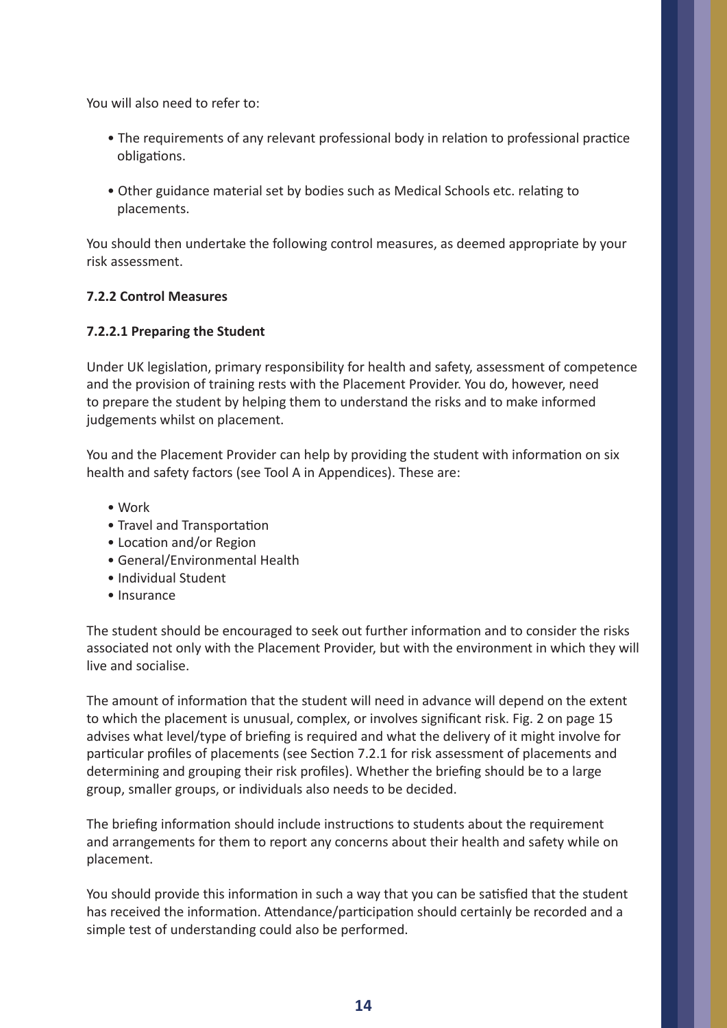You will also need to refer to:

- The requirements of any relevant professional body in relation to professional practice obligations.
- Other guidance material set by bodies such as Medical Schools etc. relating to placements.

You should then undertake the following control measures, as deemed appropriate by your risk assessment.

**7.2.2 Control Measures**

**7.2.2.1 Preparing the Student**

Under UK legislation, primary responsibility for health and safety, assessment of competence and the provision of training rests with the Placement Provider. You do, however, need to prepare the student by helping them to understand the risks and to make informed judgements whilst on placement.

You and the Placement Provider can help by providing the student with information on six health and safety factors (see Tool A in Appendices). These are:

- Work
- Travel and Transportation
- Location and/or Region
- General/Environmental Health
- Individual Student
- Insurance

The student should be encouraged to seek out further information and to consider the risks associated not only with the Placement Provider, but with the environment in which they will live and socialise.

The amount of information that the student will need in advance will depend on the extent to which the placement is unusual, complex, or involves significant risk. Fig. 2 on page 15 advises what level/type of briefing is required and what the delivery of it might involve for particular profiles of placements (see Section 7.2.1 for risk assessment of placements and determining and grouping their risk profiles). Whether the briefing should be to a large group, smaller groups, or individuals also needs to be decided.

The briefing information should include instructions to students about the requirement and arrangements for them to report any concerns about their health and safety while on placement.

You should provide this information in such a way that you can be satisfied that the student has received the information. Attendance/participation should certainly be recorded and a simple test of understanding could also be performed.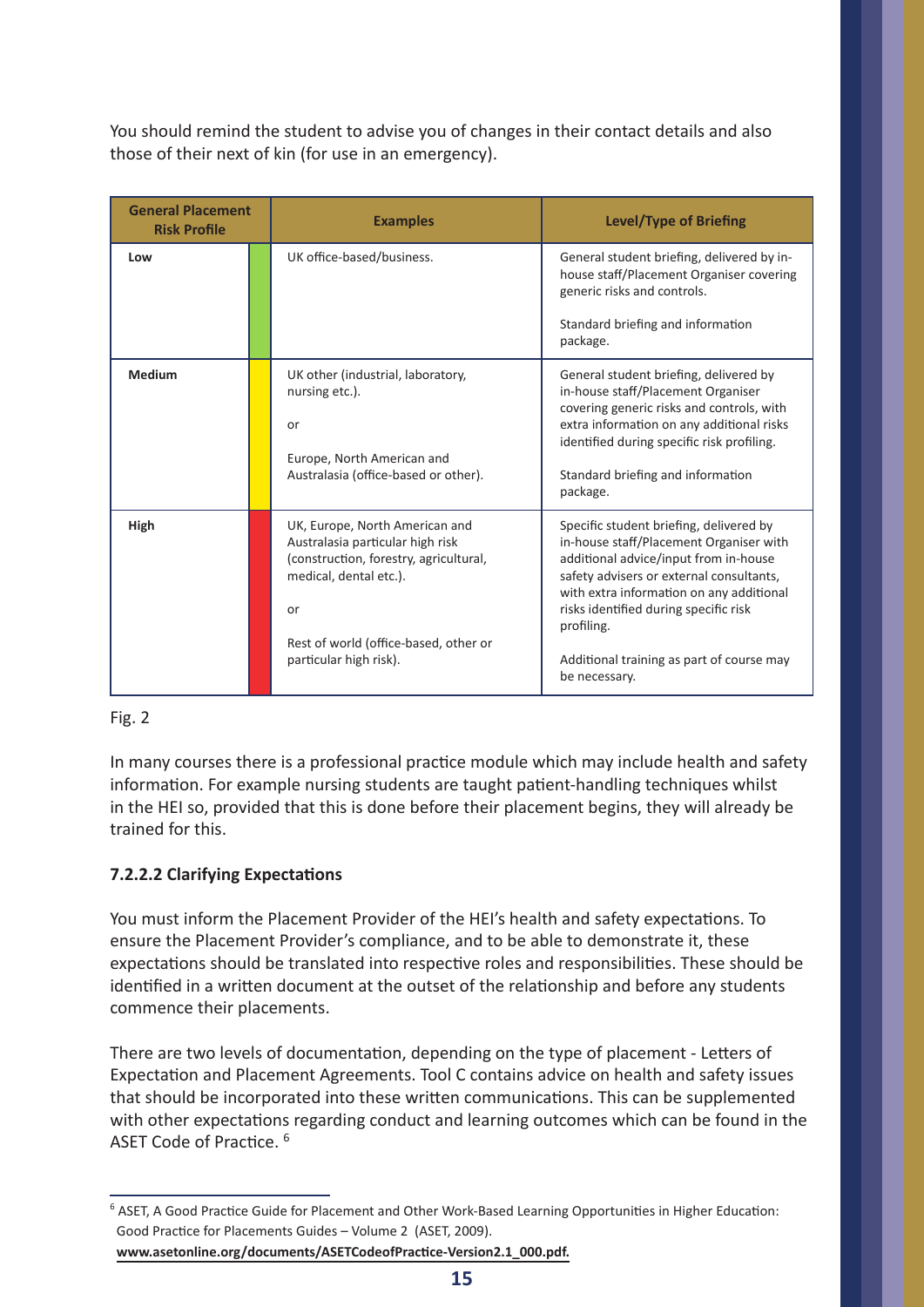You should remind the student to advise you of changes in their contact details and also those of their next of kin (for use in an emergency).

| General Placement Risk Profile | | Examples | Level/Type of Briefing |
|---|---|---|---|
| **Low** | | UK office-based/business. | General student briefing, delivered by in-house staff/Placement Organiser covering generic risks and controls.<br><br>Standard briefing and information package. |
| **Medium** | | UK other (industrial, laboratory, nursing etc.).<br><br>or<br><br>Europe, North American and Australasia (office-based or other). | General student briefing, delivered by in-house staff/Placement Organiser covering generic risks and controls, with extra information on any additional risks identified during specific risk profiling.<br><br>Standard briefing and information package. |
| **High** | | UK, Europe, North American and Australasia particular high risk (construction, forestry, agricultural, medical, dental etc.).<br><br>or<br><br>Rest of world (office-based, other or particular high risk). | Specific student briefing, delivered by in-house staff/Placement Organiser with additional advice/input from in-house safety advisers or external consultants, with extra information on any additional risks identified during specific risk profiling.<br><br>Additional training as part of course may be necessary. |

Fig. 2

In many courses there is a professional practice module which may include health and safety information. For example nursing students are taught patient-handling techniques whilst in the HEI so, provided that this is done before their placement begins, they will already be trained for this.

#### 7.2.2.2 Clarifying Expectations

You must inform the Placement Provider of the HEI's health and safety expectations. To ensure the Placement Provider's compliance, and to be able to demonstrate it, these expectations should be translated into respective roles and responsibilities. These should be identified in a written document at the outset of the relationship and before any students commence their placements.

There are two levels of documentation, depending on the type of placement - Letters of Expectation and Placement Agreements. Tool C contains advice on health and safety issues that should be incorporated into these written communications. This can be supplemented with other expectations regarding conduct and learning outcomes which can be found in the ASET Code of Practice. [6]

---

[6] ASET, A Good Practice Guide for Placement and Other Work-Based Learning Opportunities in Higher Education: Good Practice for Placements Guides – Volume 2 (ASET, 2009). **www.asetonline.org/documents/ASETCodeofPractice-Version2.1_000.pdf.**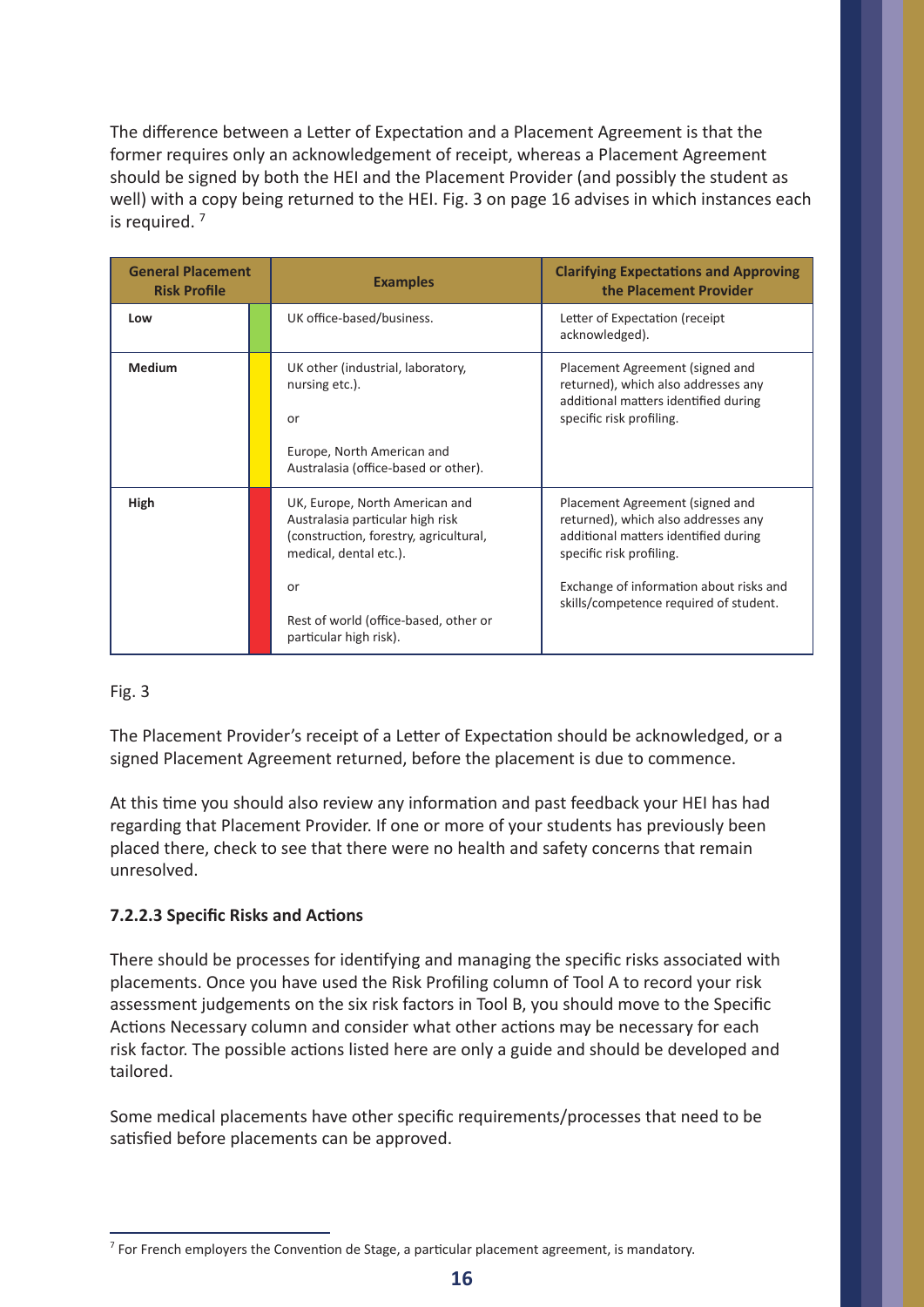The difference between a Letter of Expectation and a Placement Agreement is that the former requires only an acknowledgement of receipt, whereas a Placement Agreement should be signed by both the HEI and the Placement Provider (and possibly the student as well) with a copy being returned to the HEI. Fig. 3 on page 16 advises in which instances each is required. [7]

| General Placement Risk Profile | | Examples | Clarifying Expectations and Approving the Placement Provider |
|---|---|---|---|
| **Low** | | UK office-based/business. | Letter of Expectation (receipt acknowledged). |
| **Medium** | | UK other (industrial, laboratory, nursing etc.).<br><br>or<br><br>Europe, North American and Australasia (office-based or other). | Placement Agreement (signed and returned), which also addresses any additional matters identified during specific risk profiling. |
| **High** | | UK, Europe, North American and Australasia particular high risk (construction, forestry, agricultural, medical, dental etc.).<br><br>or<br><br>Rest of world (office-based, other or particular high risk). | Placement Agreement (signed and returned), which also addresses any additional matters identified during specific risk profiling.<br><br>Exchange of information about risks and skills/competence required of student. |

Fig. 3

The Placement Provider's receipt of a Letter of Expectation should be acknowledged, or a signed Placement Agreement returned, before the placement is due to commence.

At this time you should also review any information and past feedback your HEI has had regarding that Placement Provider. If one or more of your students has previously been placed there, check to see that there were no health and safety concerns that remain unresolved.

### 7.2.2.3 Specific Risks and Actions

There should be processes for identifying and managing the specific risks associated with placements. Once you have used the Risk Profiling column of Tool A to record your risk assessment judgements on the six risk factors in Tool B, you should move to the Specific Actions Necessary column and consider what other actions may be necessary for each risk factor. The possible actions listed here are only a guide and should be developed and tailored.

Some medical placements have other specific requirements/processes that need to be satisfied before placements can be approved.

[7] For French employers the Convention de Stage, a particular placement agreement, is mandatory.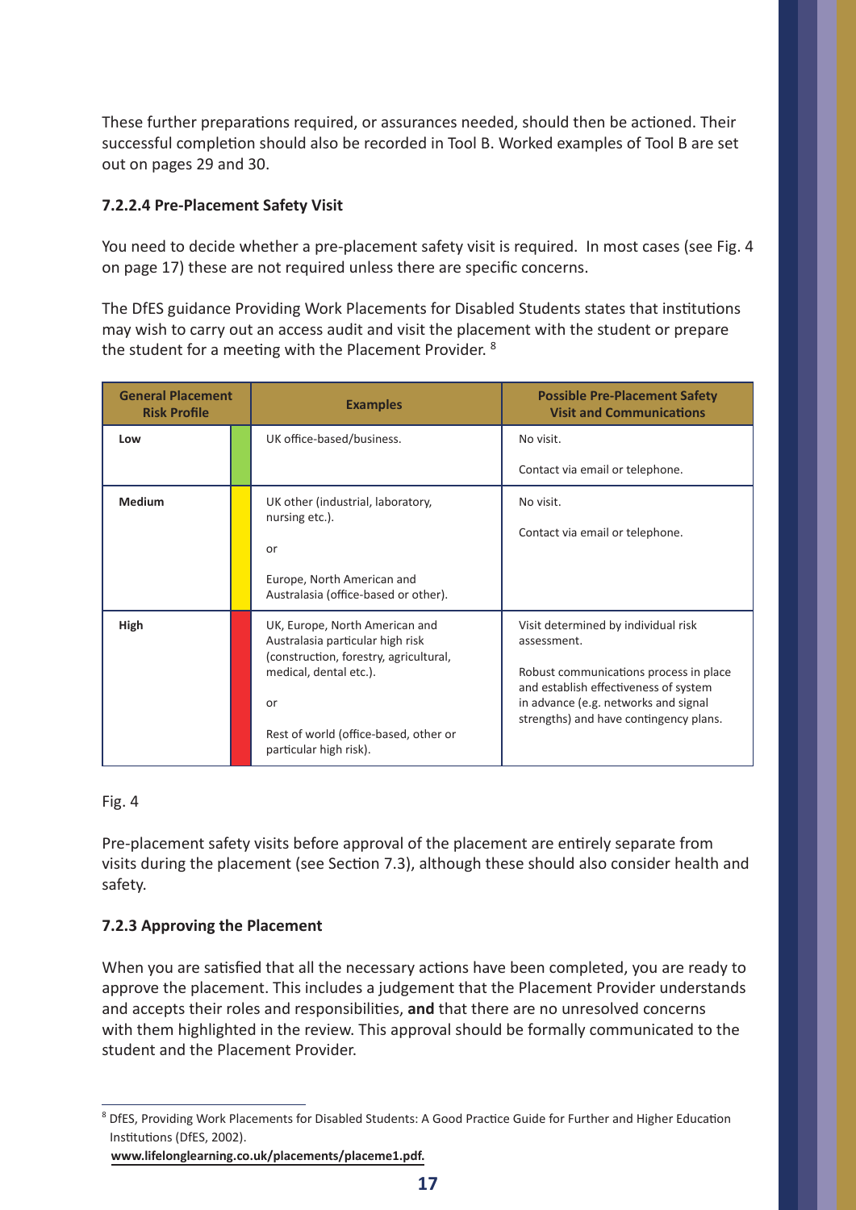These further preparations required, or assurances needed, should then be actioned. Their successful completion should also be recorded in Tool B. Worked examples of Tool B are set out on pages 29 and 30.

#### 7.2.2.4 Pre-Placement Safety Visit

You need to decide whether a pre-placement safety visit is required. In most cases (see Fig. 4 on page 17) these are not required unless there are specific concerns.

The DfES guidance Providing Work Placements for Disabled Students states that institutions may wish to carry out an access audit and visit the placement with the student or prepare the student for a meeting with the Placement Provider. [8]

| General Placement Risk Profile | Examples | Possible Pre-Placement Safety Visit and Communications |
|---|---|---|
| **Low** | UK office-based/business. | No visit.<br><br>Contact via email or telephone. |
| **Medium** | UK other (industrial, laboratory, nursing etc.).<br><br>or<br><br>Europe, North American and Australasia (office-based or other). | No visit.<br><br>Contact via email or telephone. |
| **High** | UK, Europe, North American and Australasia particular high risk (construction, forestry, agricultural, medical, dental etc.).<br><br>or<br><br>Rest of world (office-based, other or particular high risk). | Visit determined by individual risk assessment.<br><br>Robust communications process in place and establish effectiveness of system in advance (e.g. networks and signal strengths) and have contingency plans. |

Fig. 4

Pre-placement safety visits before approval of the placement are entirely separate from visits during the placement (see Section 7.3), although these should also consider health and safety.

### 7.2.3 Approving the Placement

When you are satisfied that all the necessary actions have been completed, you are ready to approve the placement. This includes a judgement that the Placement Provider understands and accepts their roles and responsibilities, **and** that there are no unresolved concerns with them highlighted in the review. This approval should be formally communicated to the student and the Placement Provider.

---

[8] DfES, Providing Work Placements for Disabled Students: A Good Practice Guide for Further and Higher Education Institutions (DfES, 2002).
**www.lifelonglearning.co.uk/placements/placeme1.pdf.**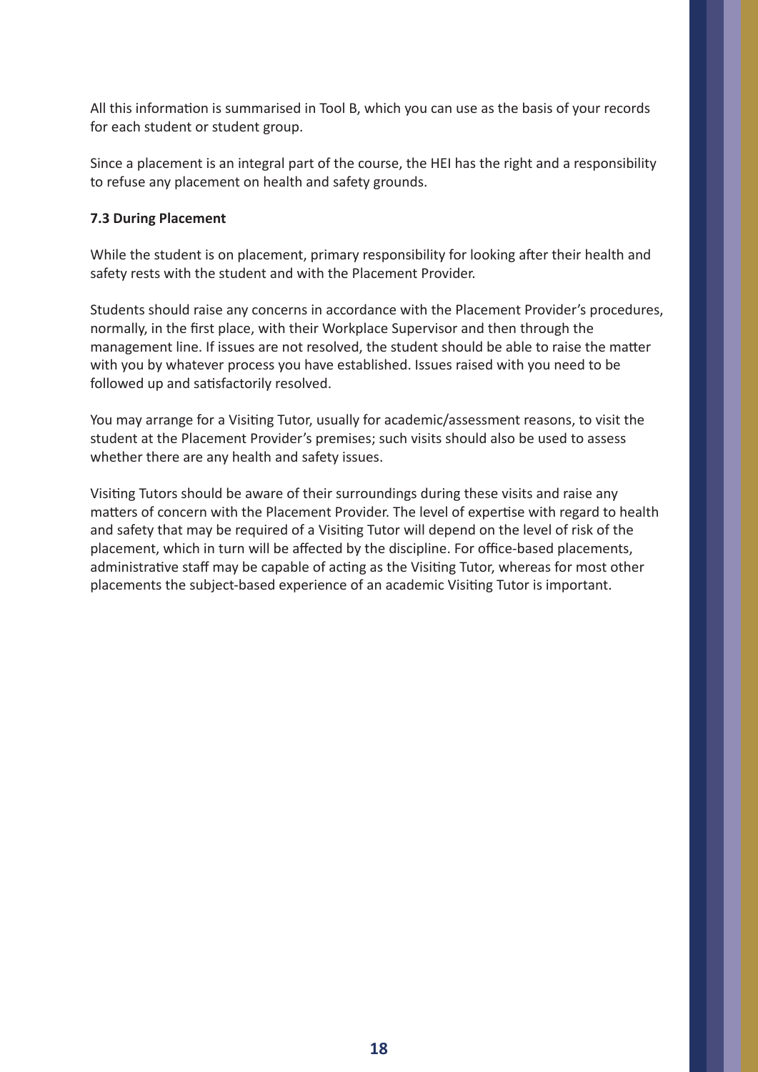All this information is summarised in Tool B, which you can use as the basis of your records for each student or student group.

Since a placement is an integral part of the course, the HEI has the right and a responsibility to refuse any placement on health and safety grounds.

### 7.3 During Placement

While the student is on placement, primary responsibility for looking after their health and safety rests with the student and with the Placement Provider.

Students should raise any concerns in accordance with the Placement Provider's procedures, normally, in the first place, with their Workplace Supervisor and then through the management line. If issues are not resolved, the student should be able to raise the matter with you by whatever process you have established. Issues raised with you need to be followed up and satisfactorily resolved.

You may arrange for a Visiting Tutor, usually for academic/assessment reasons, to visit the student at the Placement Provider's premises; such visits should also be used to assess whether there are any health and safety issues.

Visiting Tutors should be aware of their surroundings during these visits and raise any matters of concern with the Placement Provider. The level of expertise with regard to health and safety that may be required of a Visiting Tutor will depend on the level of risk of the placement, which in turn will be affected by the discipline. For office-based placements, administrative staff may be capable of acting as the Visiting Tutor, whereas for most other placements the subject-based experience of an academic Visiting Tutor is important.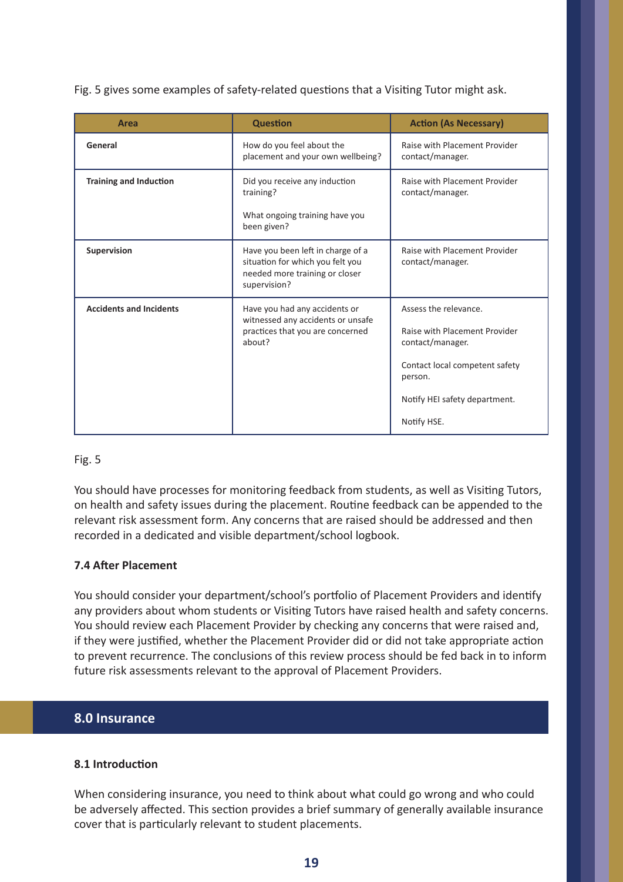Fig. 5 gives some examples of safety-related questions that a Visiting Tutor might ask.

| Area | Question | Action (As Necessary) |
| --- | --- | --- |
| **General** | How do you feel about the placement and your own wellbeing? | Raise with Placement Provider contact/manager. |
| **Training and Induction** | Did you receive any induction training?<br><br>What ongoing training have you been given? | Raise with Placement Provider contact/manager. |
| **Supervision** | Have you been left in charge of a situation for which you felt you needed more training or closer supervision? | Raise with Placement Provider contact/manager. |
| **Accidents and Incidents** | Have you had any accidents or witnessed any accidents or unsafe practices that you are concerned about? | Assess the relevance.<br><br>Raise with Placement Provider contact/manager.<br><br>Contact local competent safety person.<br><br>Notify HEI safety department.<br><br>Notify HSE. |

Fig. 5

You should have processes for monitoring feedback from students, as well as Visiting Tutors, on health and safety issues during the placement. Routine feedback can be appended to the relevant risk assessment form. Any concerns that are raised should be addressed and then recorded in a dedicated and visible department/school logbook.

### 7.4 After Placement

You should consider your department/school's portfolio of Placement Providers and identify any providers about whom students or Visiting Tutors have raised health and safety concerns. You should review each Placement Provider by checking any concerns that were raised and, if they were justified, whether the Placement Provider did or did not take appropriate action to prevent recurrence. The conclusions of this review process should be fed back in to inform future risk assessments relevant to the approval of Placement Providers.

## 8.0 Insurance

### 8.1 Introduction

When considering insurance, you need to think about what could go wrong and who could be adversely affected. This section provides a brief summary of generally available insurance cover that is particularly relevant to student placements.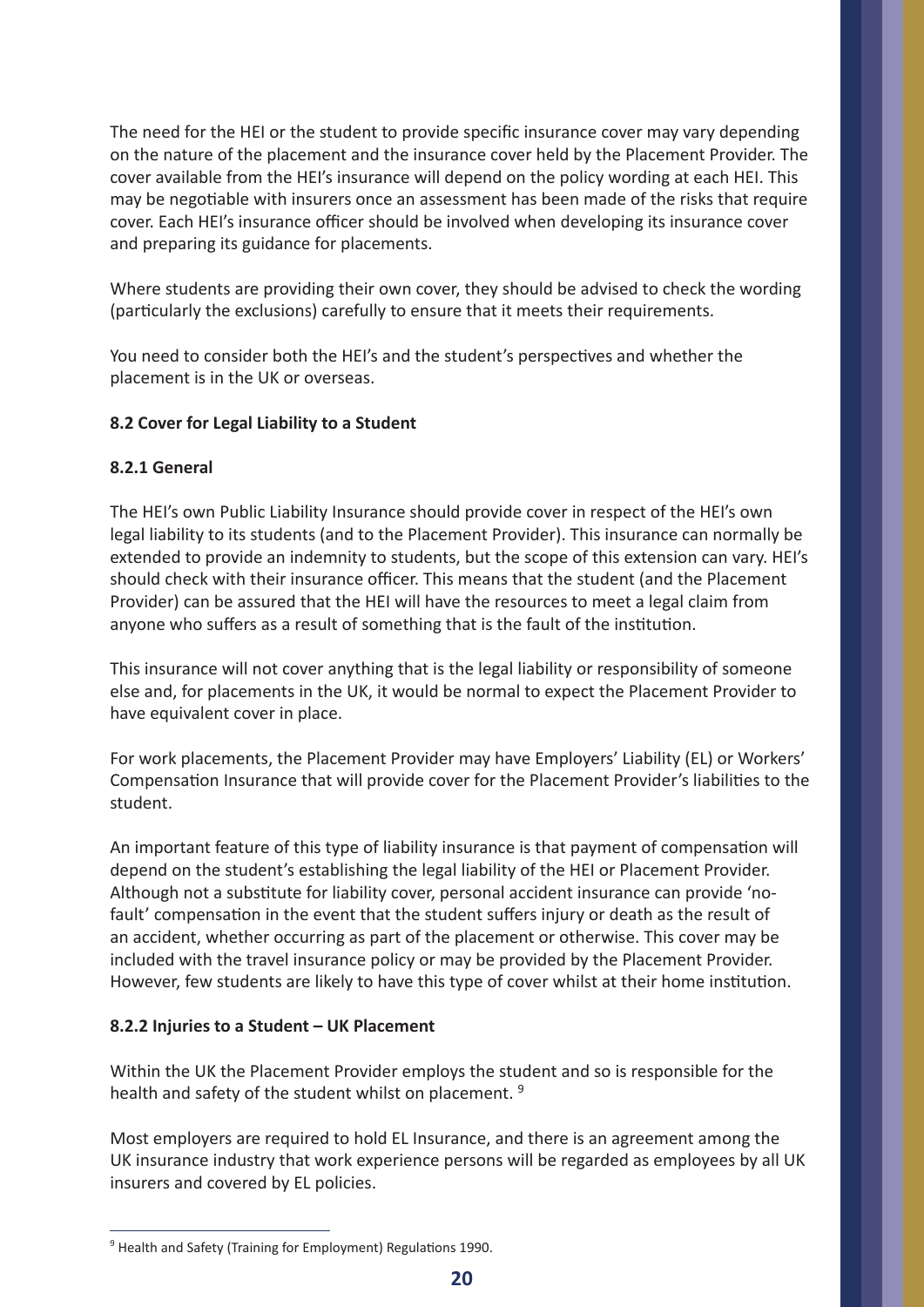The need for the HEI or the student to provide specific insurance cover may vary depending on the nature of the placement and the insurance cover held by the Placement Provider. The cover available from the HEI's insurance will depend on the policy wording at each HEI. This may be negotiable with insurers once an assessment has been made of the risks that require cover. Each HEI's insurance officer should be involved when developing its insurance cover and preparing its guidance for placements.

Where students are providing their own cover, they should be advised to check the wording (particularly the exclusions) carefully to ensure that it meets their requirements.

You need to consider both the HEI's and the student's perspectives and whether the placement is in the UK or overseas.

### 8.2 Cover for Legal Liability to a Student

#### 8.2.1 General

The HEI's own Public Liability Insurance should provide cover in respect of the HEI's own legal liability to its students (and to the Placement Provider). This insurance can normally be extended to provide an indemnity to students, but the scope of this extension can vary. HEI's should check with their insurance officer. This means that the student (and the Placement Provider) can be assured that the HEI will have the resources to meet a legal claim from anyone who suffers as a result of something that is the fault of the institution.

This insurance will not cover anything that is the legal liability or responsibility of someone else and, for placements in the UK, it would be normal to expect the Placement Provider to have equivalent cover in place.

For work placements, the Placement Provider may have Employers' Liability (EL) or Workers' Compensation Insurance that will provide cover for the Placement Provider's liabilities to the student.

An important feature of this type of liability insurance is that payment of compensation will depend on the student's establishing the legal liability of the HEI or Placement Provider. Although not a substitute for liability cover, personal accident insurance can provide 'no-fault' compensation in the event that the student suffers injury or death as the result of an accident, whether occurring as part of the placement or otherwise. This cover may be included with the travel insurance policy or may be provided by the Placement Provider. However, few students are likely to have this type of cover whilst at their home institution.

#### 8.2.2 Injuries to a Student – UK Placement

Within the UK the Placement Provider employs the student and so is responsible for the health and safety of the student whilst on placement. [9]

Most employers are required to hold EL Insurance, and there is an agreement among the UK insurance industry that work experience persons will be regarded as employees by all UK insurers and covered by EL policies.

---

[9] Health and Safety (Training for Employment) Regulations 1990.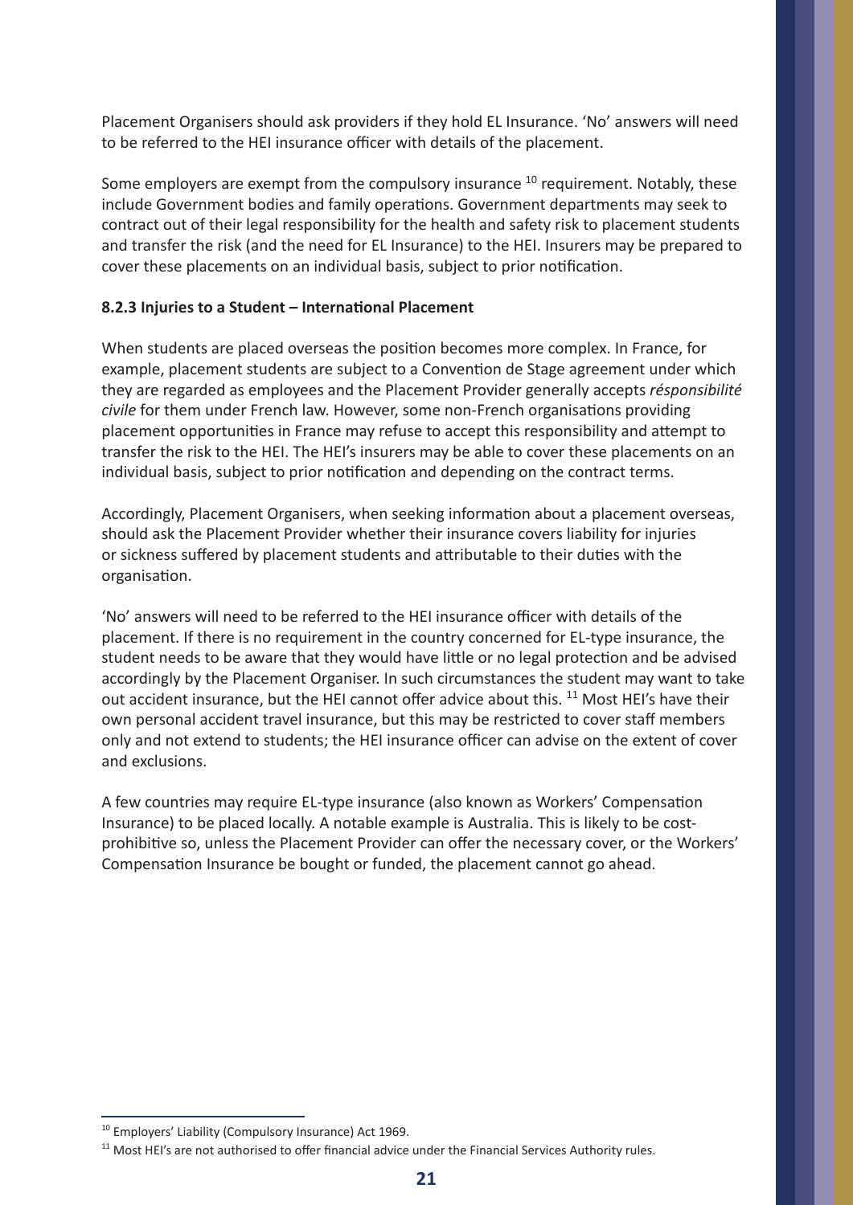Placement Organisers should ask providers if they hold EL Insurance. 'No' answers will need to be referred to the HEI insurance officer with details of the placement.

Some employers are exempt from the compulsory insurance [10] requirement. Notably, these include Government bodies and family operations. Government departments may seek to contract out of their legal responsibility for the health and safety risk to placement students and transfer the risk (and the need for EL Insurance) to the HEI. Insurers may be prepared to cover these placements on an individual basis, subject to prior notification.

### 8.2.3 Injuries to a Student – International Placement

When students are placed overseas the position becomes more complex. In France, for example, placement students are subject to a Convention de Stage agreement under which they are regarded as employees and the Placement Provider generally accepts *résponsibilité civile* for them under French law. However, some non-French organisations providing placement opportunities in France may refuse to accept this responsibility and attempt to transfer the risk to the HEI. The HEI's insurers may be able to cover these placements on an individual basis, subject to prior notification and depending on the contract terms.

Accordingly, Placement Organisers, when seeking information about a placement overseas, should ask the Placement Provider whether their insurance covers liability for injuries or sickness suffered by placement students and attributable to their duties with the organisation.

'No' answers will need to be referred to the HEI insurance officer with details of the placement. If there is no requirement in the country concerned for EL-type insurance, the student needs to be aware that they would have little or no legal protection and be advised accordingly by the Placement Organiser. In such circumstances the student may want to take out accident insurance, but the HEI cannot offer advice about this. [11] Most HEI's have their own personal accident travel insurance, but this may be restricted to cover staff members only and not extend to students; the HEI insurance officer can advise on the extent of cover and exclusions.

A few countries may require EL-type insurance (also known as Workers' Compensation Insurance) to be placed locally. A notable example is Australia. This is likely to be cost-prohibitive so, unless the Placement Provider can offer the necessary cover, or the Workers' Compensation Insurance be bought or funded, the placement cannot go ahead.

---

[10] Employers' Liability (Compulsory Insurance) Act 1969.

[11] Most HEI's are not authorised to offer financial advice under the Financial Services Authority rules.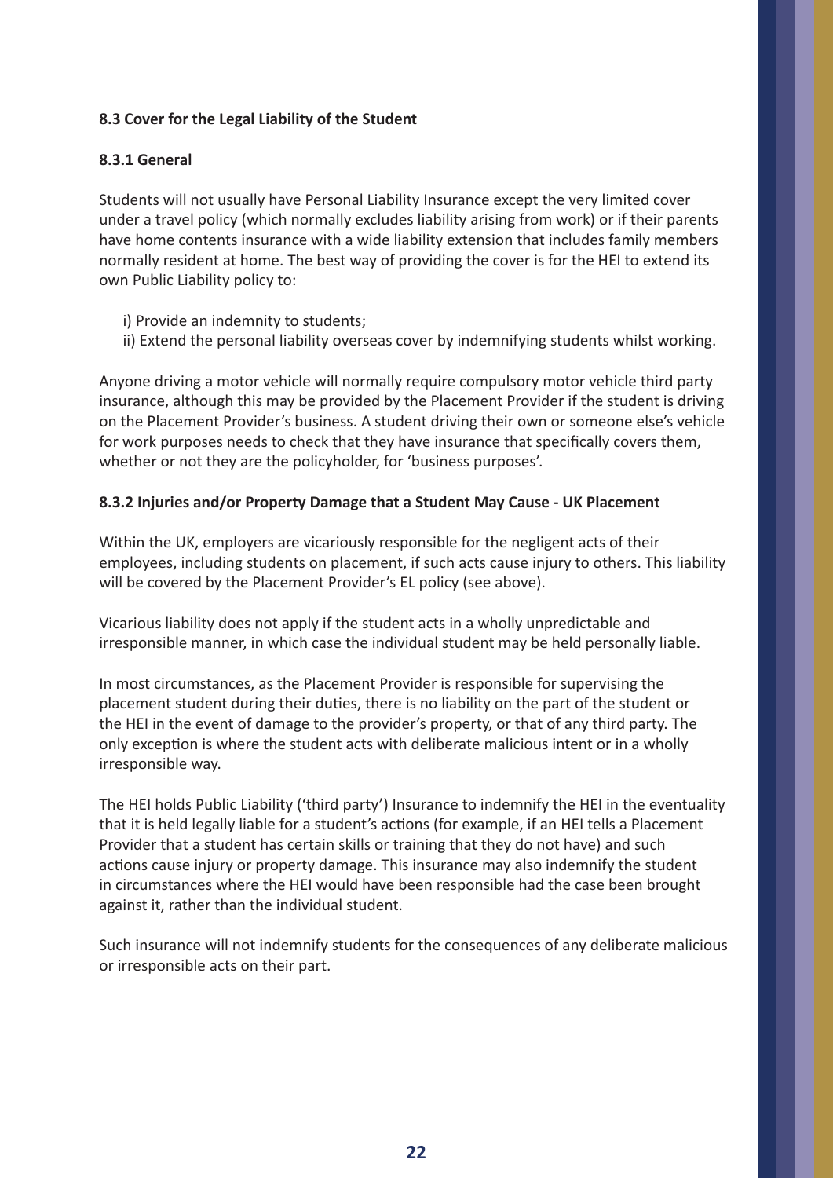### 8.3 Cover for the Legal Liability of the Student

#### 8.3.1 General

Students will not usually have Personal Liability Insurance except the very limited cover under a travel policy (which normally excludes liability arising from work) or if their parents have home contents insurance with a wide liability extension that includes family members normally resident at home. The best way of providing the cover is for the HEI to extend its own Public Liability policy to:

i) Provide an indemnity to students;
ii) Extend the personal liability overseas cover by indemnifying students whilst working.

Anyone driving a motor vehicle will normally require compulsory motor vehicle third party insurance, although this may be provided by the Placement Provider if the student is driving on the Placement Provider's business. A student driving their own or someone else's vehicle for work purposes needs to check that they have insurance that specifically covers them, whether or not they are the policyholder, for 'business purposes'.

#### 8.3.2 Injuries and/or Property Damage that a Student May Cause - UK Placement

Within the UK, employers are vicariously responsible for the negligent acts of their employees, including students on placement, if such acts cause injury to others. This liability will be covered by the Placement Provider's EL policy (see above).

Vicarious liability does not apply if the student acts in a wholly unpredictable and irresponsible manner, in which case the individual student may be held personally liable.

In most circumstances, as the Placement Provider is responsible for supervising the placement student during their duties, there is no liability on the part of the student or the HEI in the event of damage to the provider's property, or that of any third party. The only exception is where the student acts with deliberate malicious intent or in a wholly irresponsible way.

The HEI holds Public Liability ('third party') Insurance to indemnify the HEI in the eventuality that it is held legally liable for a student's actions (for example, if an HEI tells a Placement Provider that a student has certain skills or training that they do not have) and such actions cause injury or property damage. This insurance may also indemnify the student in circumstances where the HEI would have been responsible had the case been brought against it, rather than the individual student.

Such insurance will not indemnify students for the consequences of any deliberate malicious or irresponsible acts on their part.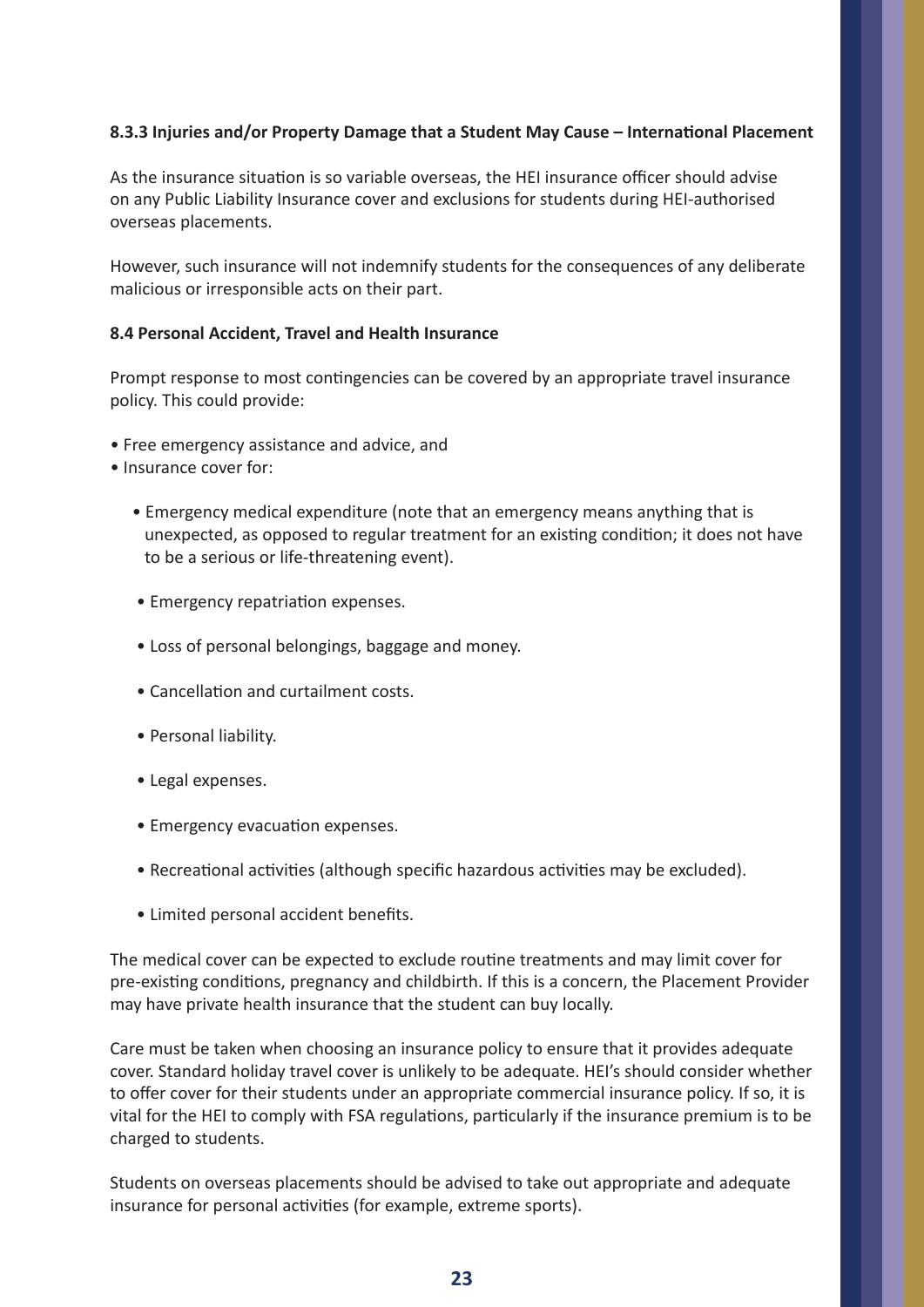#### 8.3.3 Injuries and/or Property Damage that a Student May Cause – International Placement

As the insurance situation is so variable overseas, the HEI insurance officer should advise on any Public Liability Insurance cover and exclusions for students during HEI-authorised overseas placements.

However, such insurance will not indemnify students for the consequences of any deliberate malicious or irresponsible acts on their part.

### 8.4 Personal Accident, Travel and Health Insurance

Prompt response to most contingencies can be covered by an appropriate travel insurance policy. This could provide:

- Free emergency assistance and advice, and
- Insurance cover for:
  - Emergency medical expenditure (note that an emergency means anything that is unexpected, as opposed to regular treatment for an existing condition; it does not have to be a serious or life-threatening event).
  - Emergency repatriation expenses.
  - Loss of personal belongings, baggage and money.
  - Cancellation and curtailment costs.
  - Personal liability.
  - Legal expenses.
  - Emergency evacuation expenses.
  - Recreational activities (although specific hazardous activities may be excluded).
  - Limited personal accident benefits.

The medical cover can be expected to exclude routine treatments and may limit cover for pre-existing conditions, pregnancy and childbirth. If this is a concern, the Placement Provider may have private health insurance that the student can buy locally.

Care must be taken when choosing an insurance policy to ensure that it provides adequate cover. Standard holiday travel cover is unlikely to be adequate. HEI's should consider whether to offer cover for their students under an appropriate commercial insurance policy. If so, it is vital for the HEI to comply with FSA regulations, particularly if the insurance premium is to be charged to students.

Students on overseas placements should be advised to take out appropriate and adequate insurance for personal activities (for example, extreme sports).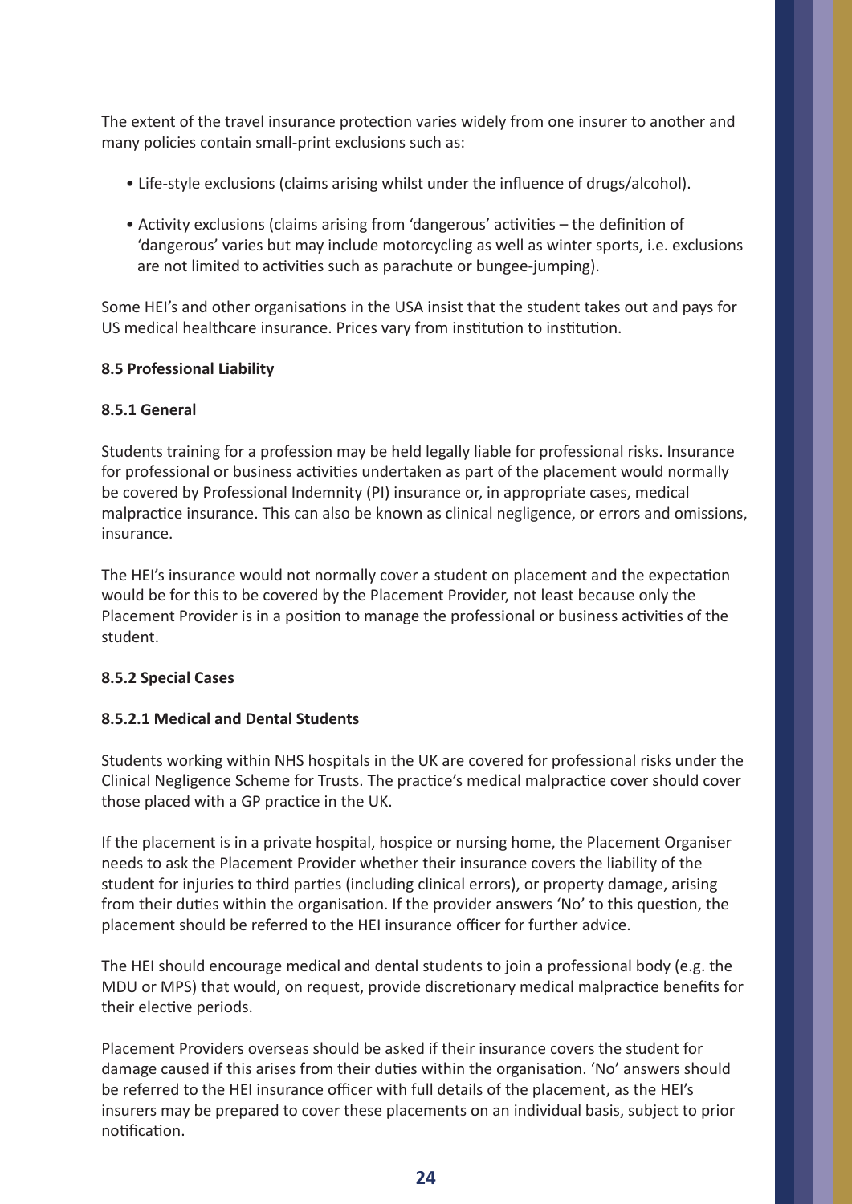The extent of the travel insurance protection varies widely from one insurer to another and many policies contain small-print exclusions such as:

- Life-style exclusions (claims arising whilst under the influence of drugs/alcohol).
- Activity exclusions (claims arising from 'dangerous' activities – the definition of 'dangerous' varies but may include motorcycling as well as winter sports, i.e. exclusions are not limited to activities such as parachute or bungee-jumping).

Some HEI's and other organisations in the USA insist that the student takes out and pays for US medical healthcare insurance. Prices vary from institution to institution.

### 8.5 Professional Liability

#### 8.5.1 General

Students training for a profession may be held legally liable for professional risks. Insurance for professional or business activities undertaken as part of the placement would normally be covered by Professional Indemnity (PI) insurance or, in appropriate cases, medical malpractice insurance. This can also be known as clinical negligence, or errors and omissions, insurance.

The HEI's insurance would not normally cover a student on placement and the expectation would be for this to be covered by the Placement Provider, not least because only the Placement Provider is in a position to manage the professional or business activities of the student.

#### 8.5.2 Special Cases

##### 8.5.2.1 Medical and Dental Students

Students working within NHS hospitals in the UK are covered for professional risks under the Clinical Negligence Scheme for Trusts. The practice's medical malpractice cover should cover those placed with a GP practice in the UK.

If the placement is in a private hospital, hospice or nursing home, the Placement Organiser needs to ask the Placement Provider whether their insurance covers the liability of the student for injuries to third parties (including clinical errors), or property damage, arising from their duties within the organisation. If the provider answers 'No' to this question, the placement should be referred to the HEI insurance officer for further advice.

The HEI should encourage medical and dental students to join a professional body (e.g. the MDU or MPS) that would, on request, provide discretionary medical malpractice benefits for their elective periods.

Placement Providers overseas should be asked if their insurance covers the student for damage caused if this arises from their duties within the organisation. 'No' answers should be referred to the HEI insurance officer with full details of the placement, as the HEI's insurers may be prepared to cover these placements on an individual basis, subject to prior notification.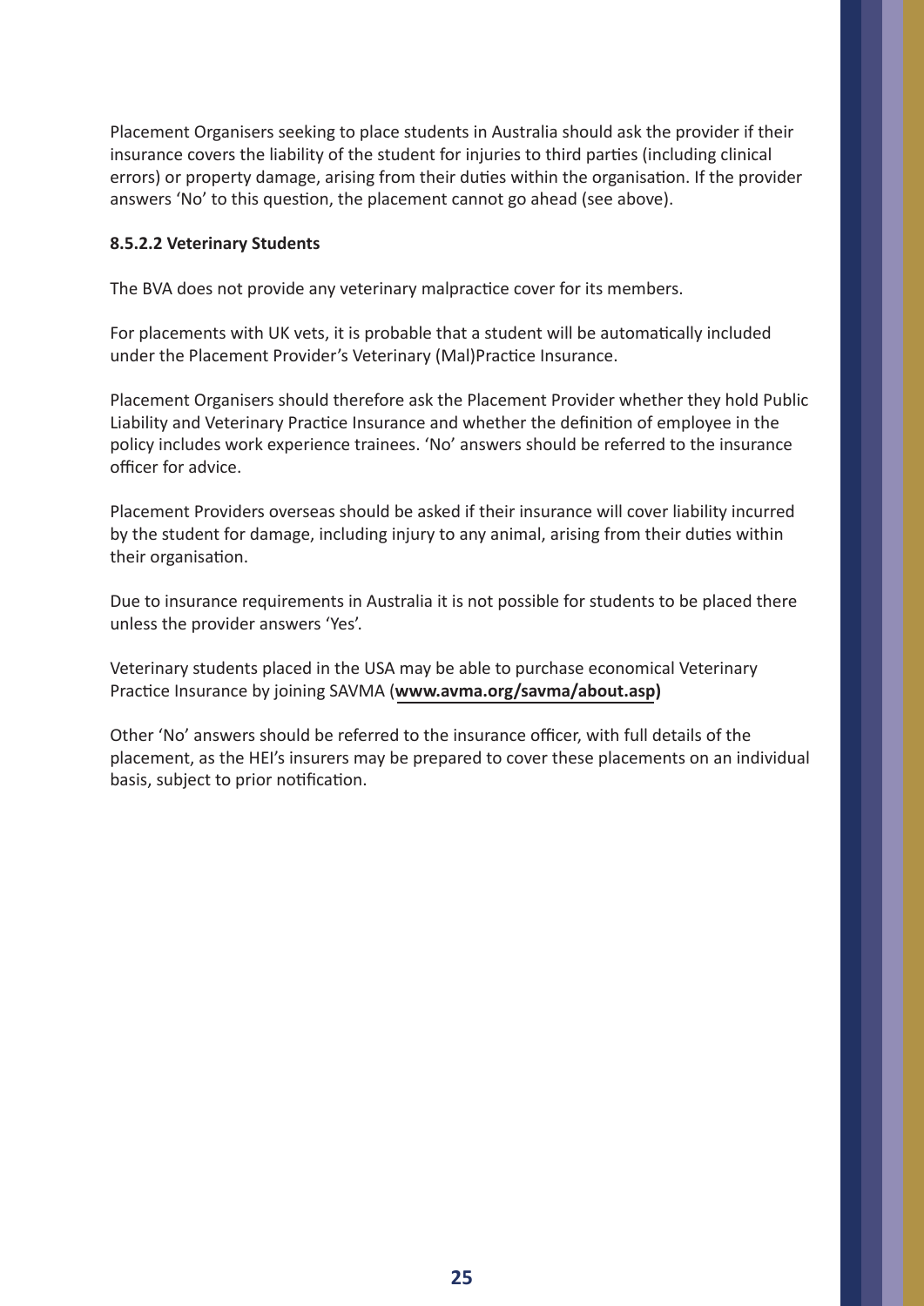Placement Organisers seeking to place students in Australia should ask the provider if their insurance covers the liability of the student for injuries to third parties (including clinical errors) or property damage, arising from their duties within the organisation. If the provider answers 'No' to this question, the placement cannot go ahead (see above).

**8.5.2.2 Veterinary Students**

The BVA does not provide any veterinary malpractice cover for its members.

For placements with UK vets, it is probable that a student will be automatically included under the Placement Provider's Veterinary (Mal)Practice Insurance.

Placement Organisers should therefore ask the Placement Provider whether they hold Public Liability and Veterinary Practice Insurance and whether the definition of employee in the policy includes work experience trainees. 'No' answers should be referred to the insurance officer for advice.

Placement Providers overseas should be asked if their insurance will cover liability incurred by the student for damage, including injury to any animal, arising from their duties within their organisation.

Due to insurance requirements in Australia it is not possible for students to be placed there unless the provider answers 'Yes'.

Veterinary students placed in the USA may be able to purchase economical Veterinary Practice Insurance by joining SAVMA (**www.avma.org/savma/about.asp)**

Other 'No' answers should be referred to the insurance officer, with full details of the placement, as the HEI's insurers may be prepared to cover these placements on an individual basis, subject to prior notification.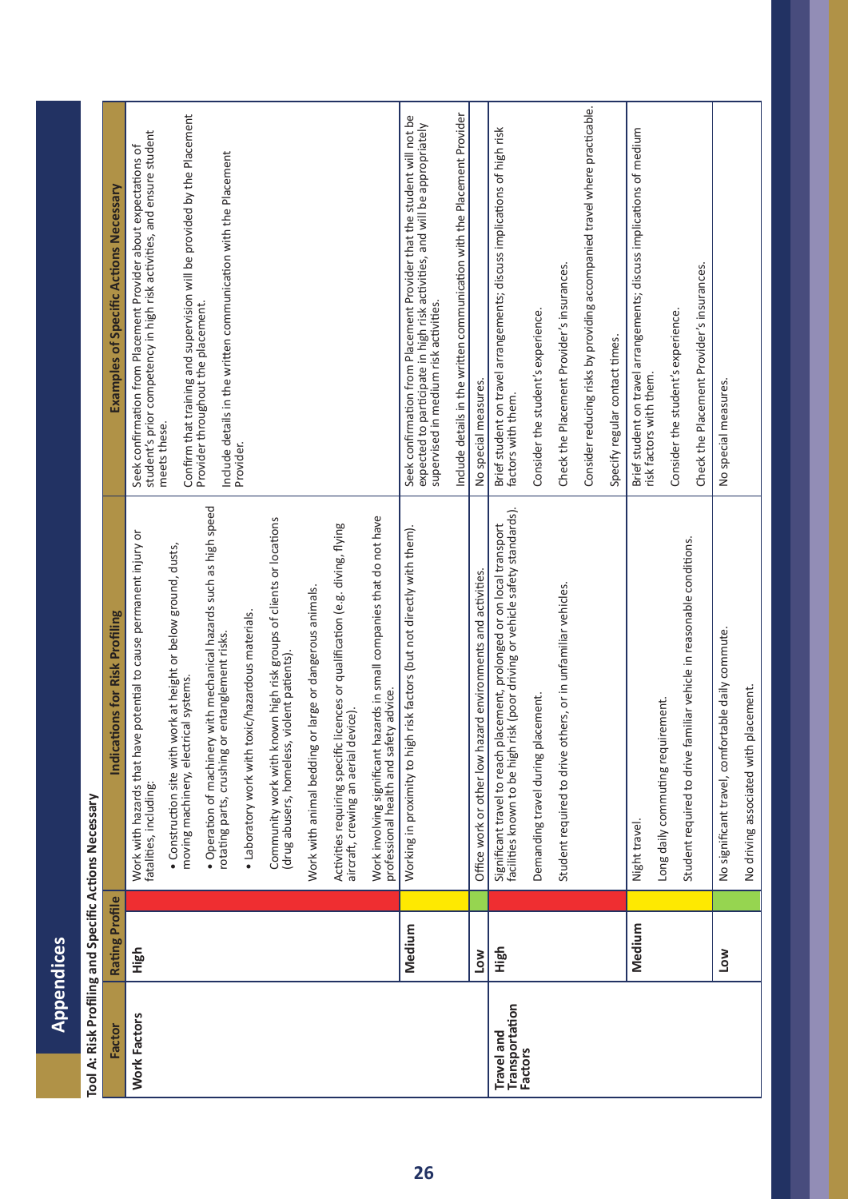# Appendices

## Tool A: Risk Profiling and Specific Actions Necessary

| Factor | Rating Profile | Indications for Risk Profiling | Examples of Specific Actions Necessary |
|---|---|---|---|
| Work Factors | High | Work with hazards that have potential to cause permanent injury or fatalities, including:<br>• Construction site with work at height or below ground, dusts, moving machinery, electrical systems.<br>• Operation of machinery with mechanical hazards such as high speed rotating parts, crushing or entanglement risks.<br>• Laboratory work with toxic/hazardous materials.<br>Community work with known high risk groups of clients or locations (drug abusers, homeless, violent patients).<br>Work with animal bedding or large or dangerous animals.<br>Activities requiring specific licences or qualification (e.g. diving, flying aircraft, crewing an aerial device).<br>Work involving significant hazards in small companies that do not have professional health and safety advice. | Seek confirmation from Placement Provider about expectations of student's prior competency in high risk activities, and ensure student meets these.<br>Confirm that training and supervision will be provided by the Placement Provider throughout the placement.<br>Include details in the written communication with the Placement Provider. |
| | Medium | Working in proximity to high risk factors (but not directly with them). | Seek confirmation from Placement Provider that the student will not be expected to participate in high risk activities, and will be appropriately supervised in medium risk activities.<br>Include details in the written communication with the Placement Provider |
| | Low | Office work or other low hazard environments and activities. | No special measures. |
| Travel and Transportation Factors | High | Significant travel to reach placement, prolonged or on local transport facilities known to be high risk (poor driving or vehicle safety standards).<br>Demanding travel during placement.<br>Student required to drive others, or in unfamiliar vehicles. | Brief student on travel arrangements; discuss implications of high risk factors with them.<br>Consider the student's experience.<br>Check the Placement Provider's insurances.<br>Consider reducing risks by providing accompanied travel where practicable.<br>Specify regular contact times. |
| | Medium | Night travel.<br>Long daily commuting requirement.<br>Student required to drive familiar vehicle in reasonable conditions. | Brief student on travel arrangements; discuss implications of medium risk factors with them.<br>Consider the student's experience.<br>Check the Placement Provider's insurances. |
| | Low | No significant travel, comfortable daily commute.<br>No driving associated with placement. | No special measures. |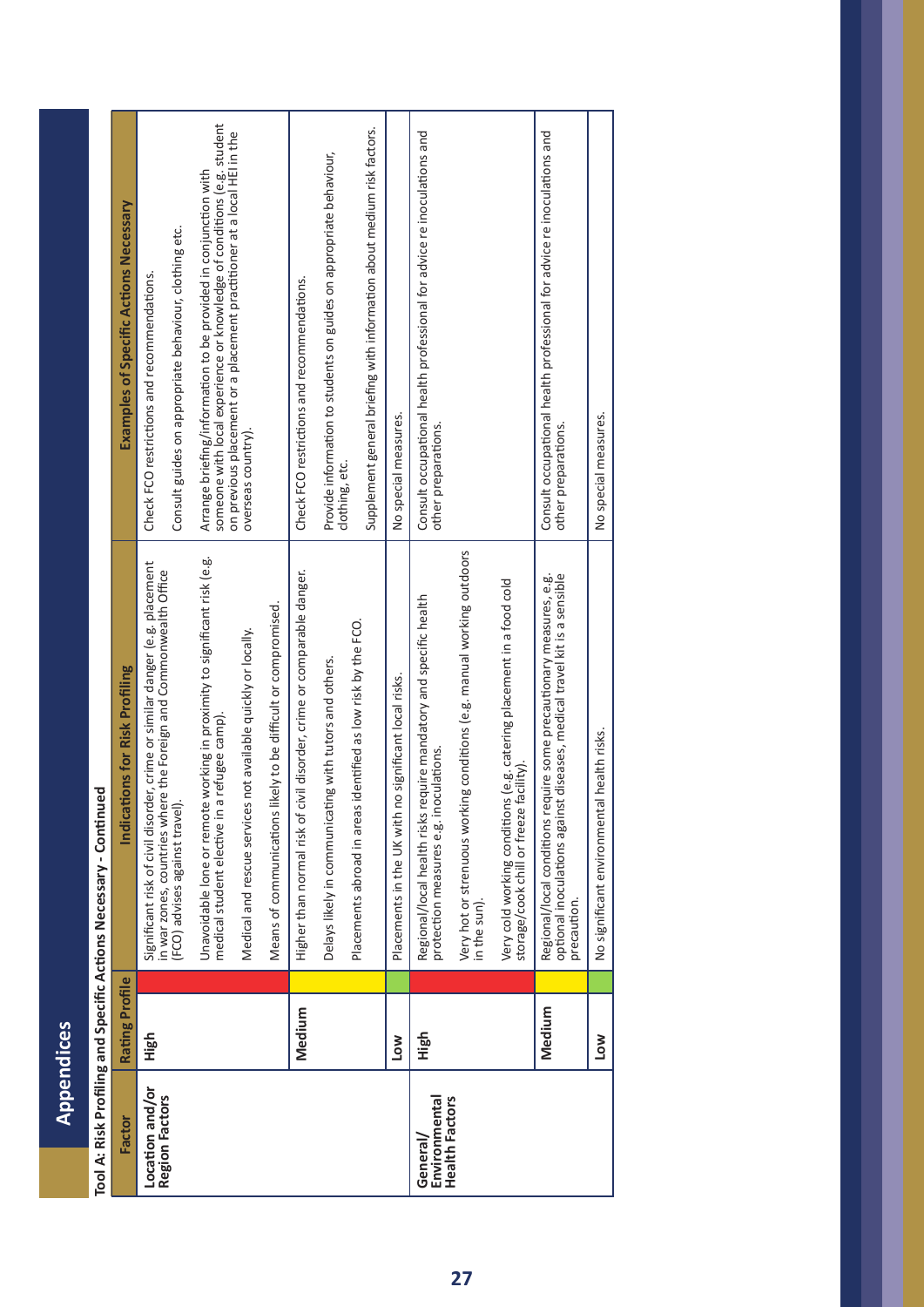# Appendices

**Tool A: Risk Profiling and Specific Actions Necessary - Continued**

| Factor | Rating Profile | | Indications for Risk Profiling | Examples of Specific Actions Necessary |
|---|---|---|---|---|
| **Location and/or Region Factors** | **High** | | Significant risk of civil disorder, crime or similar danger (e.g. placement in war zones, countries where the Foreign and Commonwealth Office (FCO) advises against travel).<br><br>Unavoidable lone or remote working in proximity to significant risk (e.g. medical student elective in a refugee camp).<br><br>Medical and rescue services not available quickly or locally.<br><br>Means of communications likely to be difficult or compromised. | Check FCO restrictions and recommendations.<br><br>Consult guides on appropriate behaviour, clothing etc.<br><br>Arrange briefing/information to be provided in conjunction with someone with local experience or knowledge of conditions (e.g. student on previous placement or a placement practitioner at a local HEI in the overseas country). |
| | **Medium** | | Higher than normal risk of civil disorder, crime or comparable danger.<br><br>Delays likely in communicating with tutors and others.<br><br>Placements abroad in areas identified as low risk by the FCO. | Check FCO restrictions and recommendations.<br><br>Provide information to students on guides on appropriate behaviour, clothing, etc.<br><br>Supplement general briefing with information about medium risk factors. |
| | **Low** | | Placements in the UK with no significant local risks. | No special measures. |
| **General/ Environmental Health Factors** | **High** | | Regional/local health risks require mandatory and specific health protection measures e.g. inoculations.<br><br>Very hot or strenuous working conditions (e.g. manual working outdoors in the sun).<br><br>Very cold working conditions (e.g. catering placement in a food cold storage/cook chill or freeze facility). | Consult occupational health professional for advice re inoculations and other preparations. |
| | **Medium** | | Regional/local conditions require some precautionary measures, e.g. optional inoculations against diseases, medical travel kit is a sensible precaution. | Consult occupational health professional for advice re inoculations and other preparations. |
| | **Low** | | No significant environmental health risks. | No special measures. |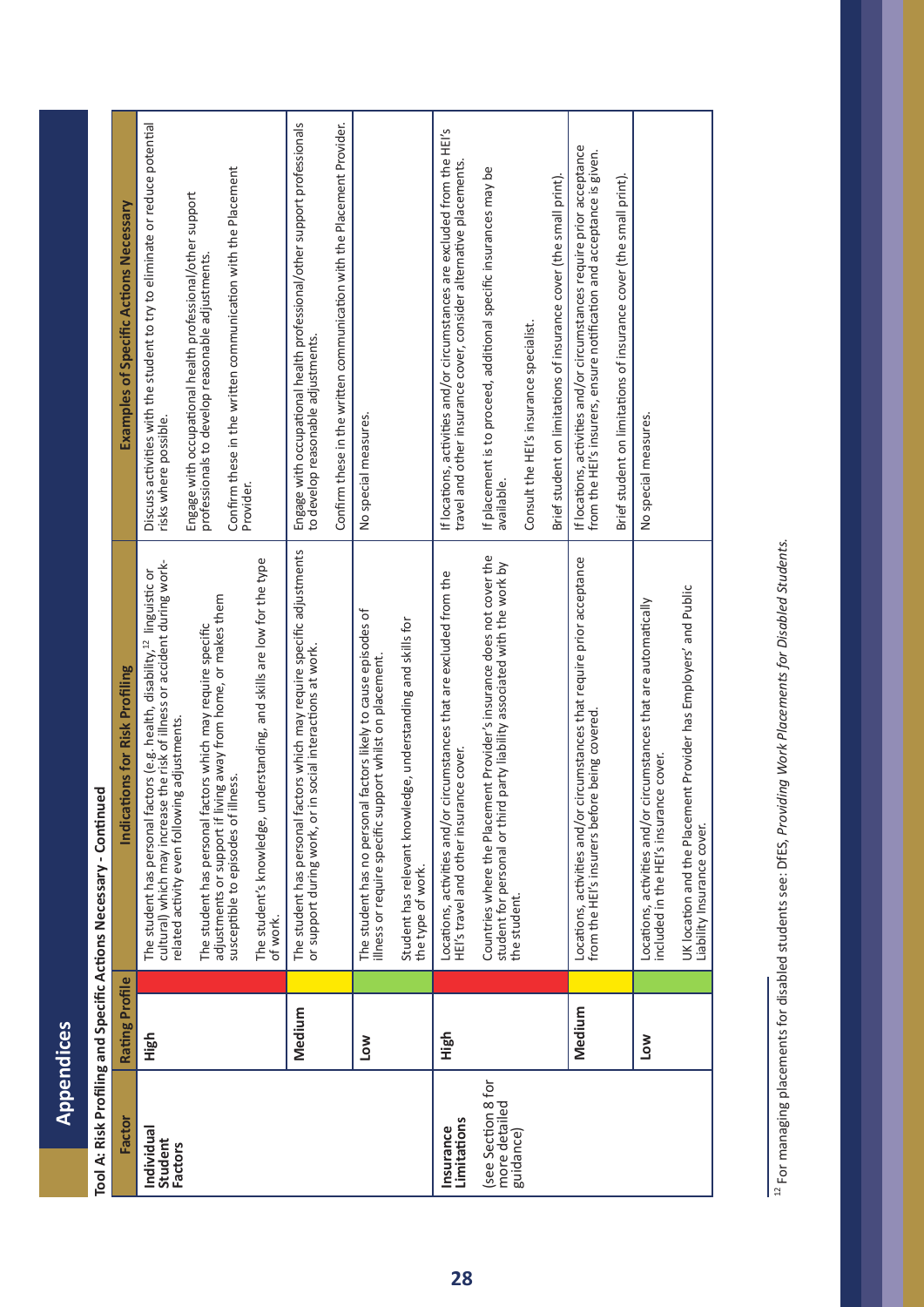## Appendices

**Tool A: Risk Profiling and Specific Actions Necessary - Continued**

| Factor | Rating Profile | Indications for Risk Profiling | Examples of Specific Actions Necessary |
|---|---|---|---|
| **Individual Student Factors** | **High** | The student has personal factors (e.g. health, disability,[12] linguistic or cultural) which may increase the risk of illness or accident during work-related activity even following adjustments.<br><br>The student has personal factors which may require specific adjustments or support if living away from home, or makes them susceptible to episodes of illness.<br><br>The student's knowledge, understanding, and skills are low for the type of work. | Discuss activities with the student to try to eliminate or reduce potential risks where possible.<br><br>Engage with occupational health professional/other support professionals to develop reasonable adjustments.<br><br>Confirm these in the written communication with the Placement Provider. |
| | **Medium** | The student has personal factors which may require specific adjustments or support during work, or in social interactions at work. | Engage with occupational health professional/other support professionals to develop reasonable adjustments.<br><br>Confirm these in the written communication with the Placement Provider. |
| | **Low** | The student has no personal factors likely to cause episodes of illness or require specific support whilst on placement.<br><br>Student has relevant knowledge, understanding and skills for the type of work. | No special measures. |
| **Insurance Limitations**<br><br>(see Section 8 for more detailed guidance) | **High** | Locations, activities and/or circumstances that are excluded from the HEI's travel and other insurance cover.<br><br>Countries where the Placement Provider's insurance does not cover the student for personal or third party liability associated with the work by the student. | If locations, activities and/or circumstances are excluded from the HEI's travel and other insurance cover, consider alternative placements.<br><br>If placement is to proceed, additional specific insurances may be available.<br><br>Consult the HEI's insurance specialist.<br><br>Brief student on limitations of insurance cover (the small print). |
| | **Medium** | Locations, activities and/or circumstances that require prior acceptance from the HEI's insurers before being covered. | If locations, activities and/or circumstances require prior acceptance from the HEI's insurers, ensure notification and acceptance is given.<br><br>Brief student on limitations of insurance cover (the small print). |
| | **Low** | Locations, activities and/or circumstances that are automatically included in the HEI's insurance cover.<br><br>UK location and the Placement Provider has Employers' and Public Liability Insurance cover. | No special measures. |

[12] For managing placements for disabled students see: DfES, *Providing Work Placements for Disabled Students.*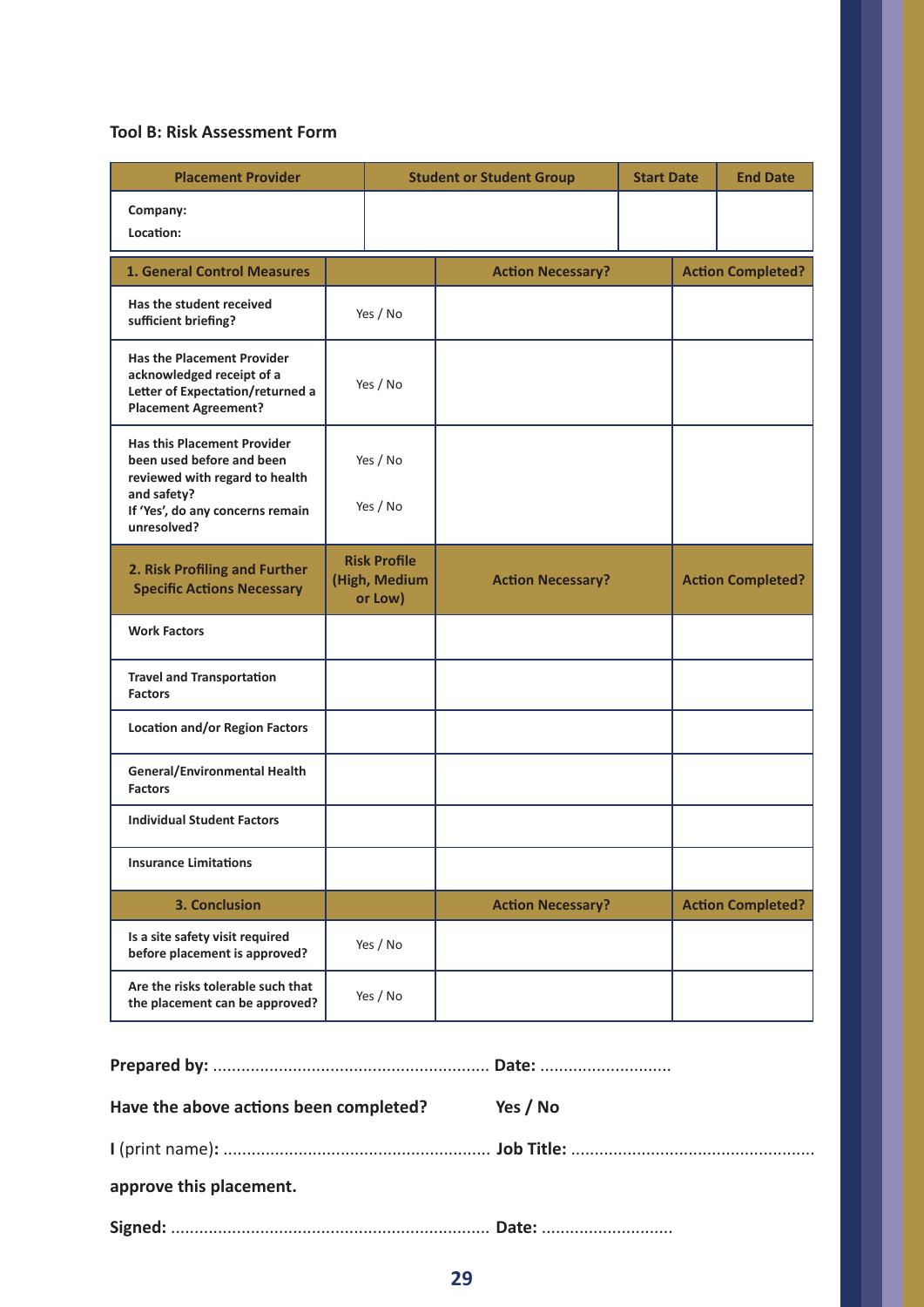**Tool B: Risk Assessment Form**

| Placement Provider | Student or Student Group | Start Date | End Date |
|---|---|---|---|
| **Company:**<br>**Location:** | | | |

| **1. General Control Measures** | | **Action Necessary?** | **Action Completed?** |
|---|---|---|---|
| **Has the student received sufficient briefing?** | Yes / No | | |
| **Has the Placement Provider acknowledged receipt of a Letter of Expectation/returned a Placement Agreement?** | Yes / No | | |
| **Has this Placement Provider been used before and been reviewed with regard to health and safety?**<br>**If 'Yes', do any concerns remain unresolved?** | Yes / No<br><br>Yes / No | | |
| **2. Risk Profiling and Further Specific Actions Necessary** | **Risk Profile (High, Medium or Low)** | **Action Necessary?** | **Action Completed?** |
| **Work Factors** | | | |
| **Travel and Transportation Factors** | | | |
| **Location and/or Region Factors** | | | |
| **General/Environmental Health Factors** | | | |
| **Individual Student Factors** | | | |
| **Insurance Limitations** | | | |
| **3. Conclusion** | | **Action Necessary?** | **Action Completed?** |
| **Is a site safety visit required before placement is approved?** | Yes / No | | |
| **Are the risks tolerable such that the placement can be approved?** | Yes / No | | |

**Prepared by:** ........................................................... **Date:** ............................

**Have the above actions been completed?** **Yes / No**

**I** (print name)**:** ........................................................ **Job Title:** ...................................................

**approve this placement.**

**Signed:** ................................................................... **Date:** ............................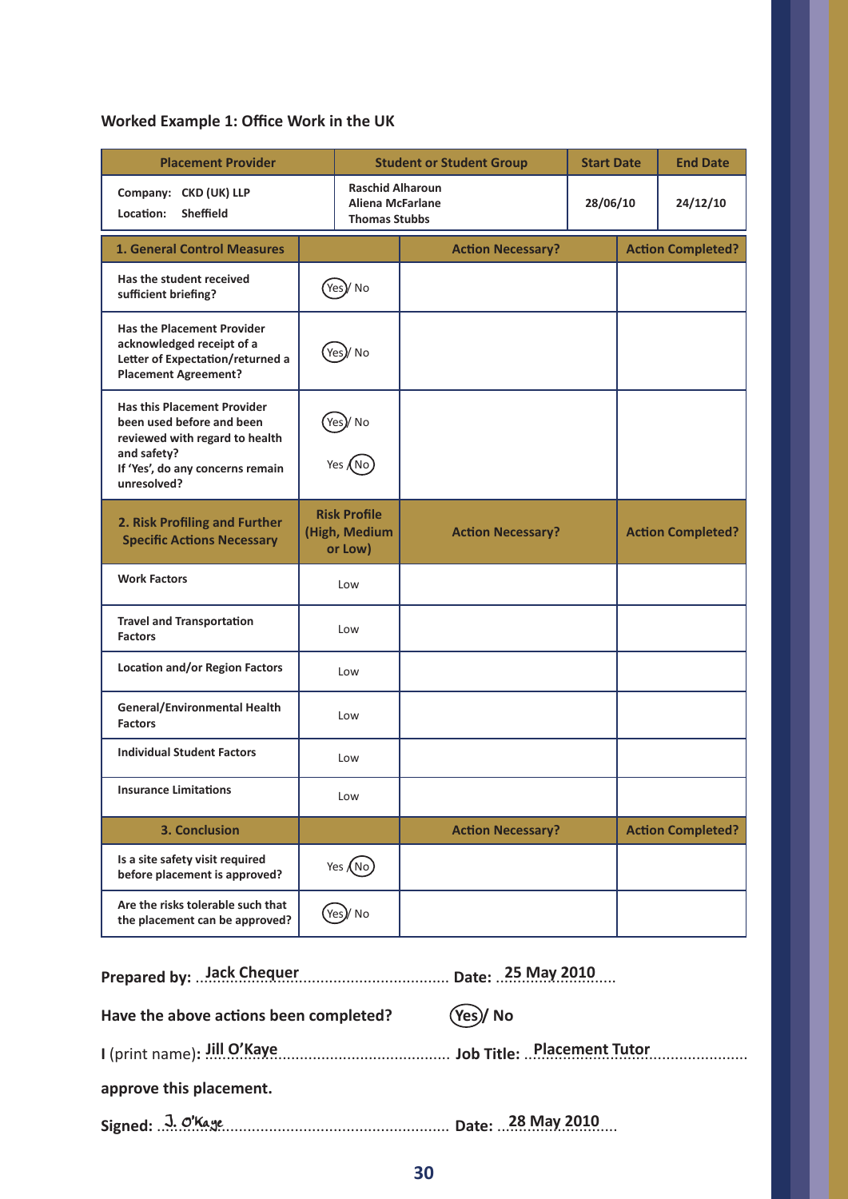**Worked Example 1: Office Work in the UK**

| Placement Provider | Student or Student Group | Start Date | End Date |
|---|---|---|---|
| Company: CKD (UK) LLP<br>Location: Sheffield | Raschid Alharoun<br>Aliena McFarlane<br>Thomas Stubbs | 28/06/10 | 24/12/10 |

| 1. General Control Measures | | Action Necessary? | Action Completed? |
|---|---|---|---|
| Has the student received sufficient briefing? | (Yes) / No | | |
| Has the Placement Provider acknowledged receipt of a Letter of Expectation/returned a Placement Agreement? | (Yes) / No | | |
| Has this Placement Provider been used before and been reviewed with regard to health and safety?<br>If 'Yes', do any concerns remain unresolved? | (Yes) / No<br><br>Yes / (No) | | |
| **2. Risk Profiling and Further Specific Actions Necessary** | **Risk Profile (High, Medium or Low)** | **Action Necessary?** | **Action Completed?** |
| Work Factors | Low | | |
| Travel and Transportation Factors | Low | | |
| Location and/or Region Factors | Low | | |
| General/Environmental Health Factors | Low | | |
| Individual Student Factors | Low | | |
| Insurance Limitations | Low | | |
| **3. Conclusion** | | **Action Necessary?** | **Action Completed?** |
| Is a site safety visit required before placement is approved? | Yes / (No) | | |
| Are the risks tolerable such that the placement can be approved? | (Yes) / No | | |

**Prepared by:** Jack Chequer **Date:** 25 May 2010

**Have the above actions been completed?** **(Yes) / No**

**I** (print name)**:** Jill O'Kaye **Job Title:** Placement Tutor

**approve this placement.**

**Signed:** J. O'Kaye **Date:** 28 May 2010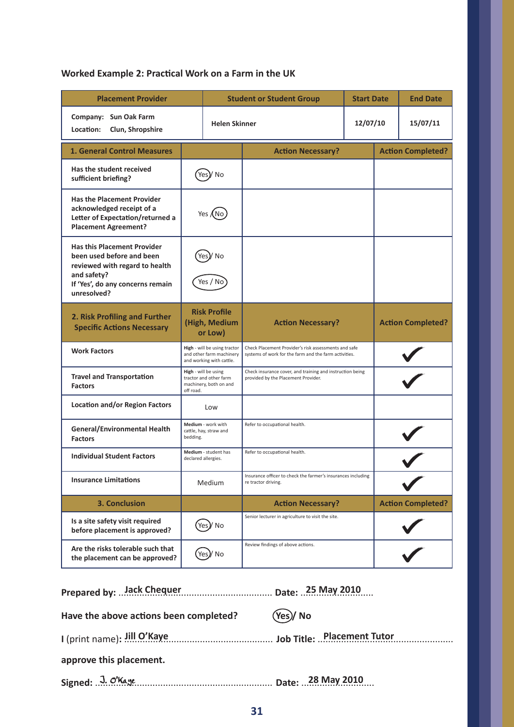## Worked Example 2: Practical Work on a Farm in the UK

| Placement Provider | Student or Student Group | Start Date | End Date |
|---|---|---|---|
| Company: Sun Oak Farm<br>Location: Clun, Shropshire | Helen Skinner | 12/07/10 | 15/07/11 |

| 1. General Control Measures | | Action Necessary? | Action Completed? |
|---|---|---|---|
| Has the student received sufficient briefing? | (Yes) / No | | |
| Has the Placement Provider acknowledged receipt of a Letter of Expectation/returned a Placement Agreement? | Yes / (No) | | |
| Has this Placement Provider been used before and been reviewed with regard to health and safety?<br>If 'Yes', do any concerns remain unresolved? | (Yes) / No<br><br>Yes / No | | |
| **2. Risk Profiling and Further Specific Actions Necessary** | **Risk Profile (High, Medium or Low)** | **Action Necessary?** | **Action Completed?** |
| Work Factors | **High** - will be using tractor and other farm machinery and working with cattle. | Check Placement Provider's risk assessments and safe systems of work for the farm and the farm activities. | ✓ |
| Travel and Transportation Factors | **High** - will be using tractor and other farm machinery, both on and off road. | Check insurance cover, and training and instruction being provided by the Placement Provider. | ✓ |
| Location and/or Region Factors | Low | | |
| General/Environmental Health Factors | **Medium** - work with cattle, hay, straw and bedding. | Refer to occupational health. | ✓ |
| Individual Student Factors | **Medium** - student has declared allergies. | Refer to occupational health. | ✓ |
| Insurance Limitations | Medium | Insurance officer to check the farmer's insurances including re tractor driving. | ✓ |
| **3. Conclusion** | | **Action Necessary?** | **Action Completed?** |
| Is a site safety visit required before placement is approved? | (Yes) / No | Senior lecturer in agriculture to visit the site. | ✓ |
| Are the risks tolerable such that the placement can be approved? | (Yes) / No | Review findings of above actions. | ✓ |

**Prepared by:** Jack Chequer **Date:** 25 May 2010

**Have the above actions been completed?** (Yes) / No

**I** (print name)**:** Jill O'Kaye **Job Title:** Placement Tutor

**approve this placement.**

**Signed:** J. O'Kaye **Date:** 28 May 2010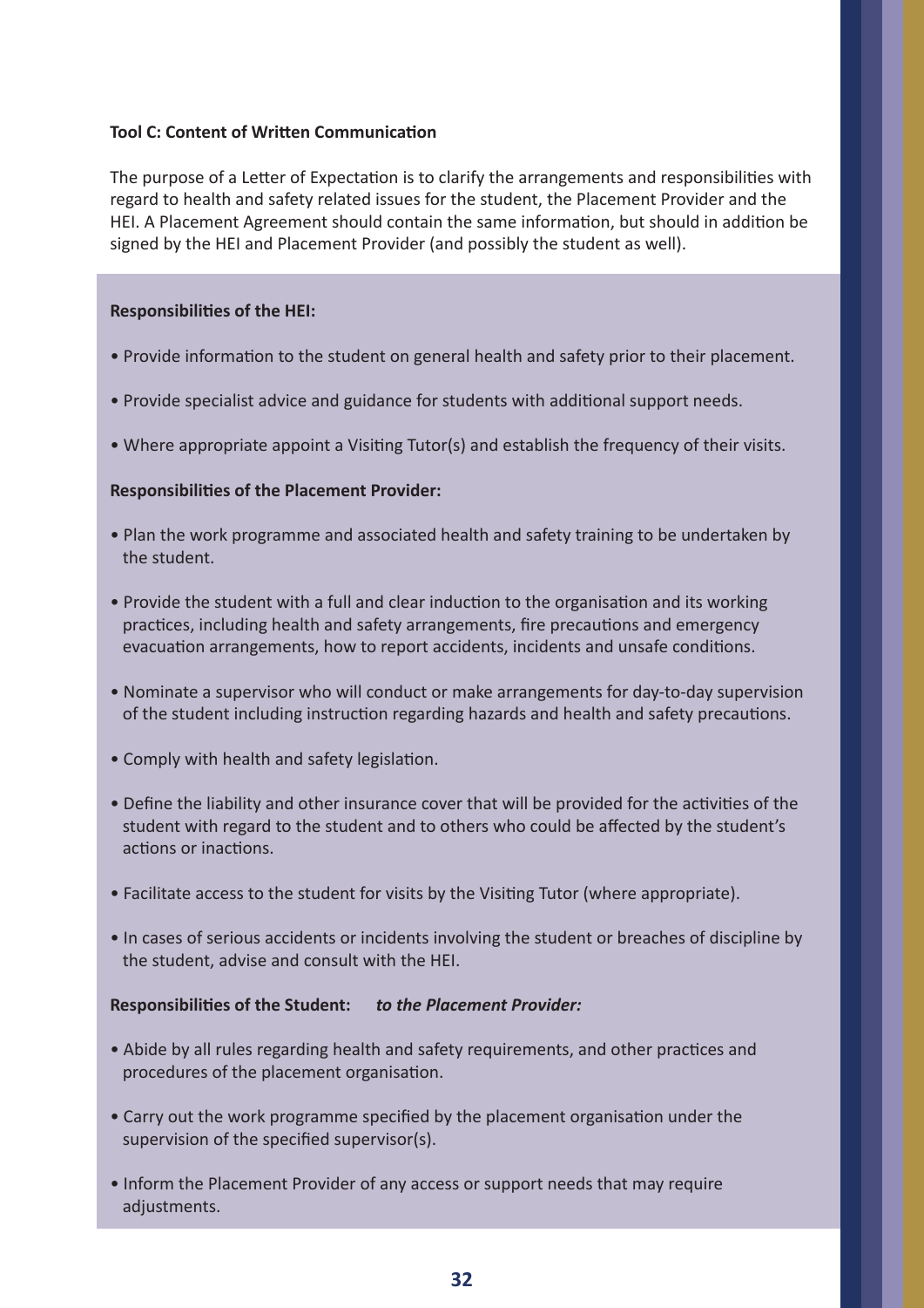**Tool C: Content of Written Communication**

The purpose of a Letter of Expectation is to clarify the arrangements and responsibilities with regard to health and safety related issues for the student, the Placement Provider and the HEI. A Placement Agreement should contain the same information, but should in addition be signed by the HEI and Placement Provider (and possibly the student as well).

**Responsibilities of the HEI:**

- Provide information to the student on general health and safety prior to their placement.
- Provide specialist advice and guidance for students with additional support needs.
- Where appropriate appoint a Visiting Tutor(s) and establish the frequency of their visits.

**Responsibilities of the Placement Provider:**

- Plan the work programme and associated health and safety training to be undertaken by the student.
- Provide the student with a full and clear induction to the organisation and its working practices, including health and safety arrangements, fire precautions and emergency evacuation arrangements, how to report accidents, incidents and unsafe conditions.
- Nominate a supervisor who will conduct or make arrangements for day-to-day supervision of the student including instruction regarding hazards and health and safety precautions.
- Comply with health and safety legislation.
- Define the liability and other insurance cover that will be provided for the activities of the student with regard to the student and to others who could be affected by the student's actions or inactions.
- Facilitate access to the student for visits by the Visiting Tutor (where appropriate).
- In cases of serious accidents or incidents involving the student or breaches of discipline by the student, advise and consult with the HEI.

**Responsibilities of the Student:** ***to the Placement Provider:***

- Abide by all rules regarding health and safety requirements, and other practices and procedures of the placement organisation.
- Carry out the work programme specified by the placement organisation under the supervision of the specified supervisor(s).
- Inform the Placement Provider of any access or support needs that may require adjustments.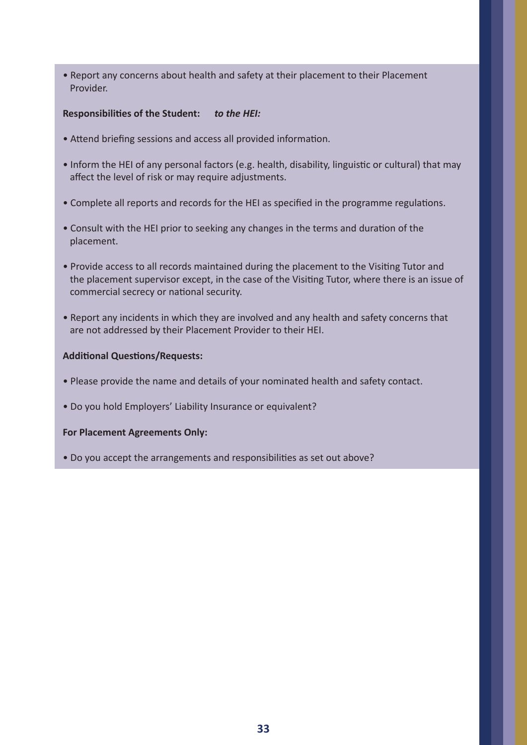- Report any concerns about health and safety at their placement to their Placement Provider.

**Responsibilities of the Student:** ***to the HEI:***

- Attend briefing sessions and access all provided information.
- Inform the HEI of any personal factors (e.g. health, disability, linguistic or cultural) that may affect the level of risk or may require adjustments.
- Complete all reports and records for the HEI as specified in the programme regulations.
- Consult with the HEI prior to seeking any changes in the terms and duration of the placement.
- Provide access to all records maintained during the placement to the Visiting Tutor and the placement supervisor except, in the case of the Visiting Tutor, where there is an issue of commercial secrecy or national security.
- Report any incidents in which they are involved and any health and safety concerns that are not addressed by their Placement Provider to their HEI.

**Additional Questions/Requests:**

- Please provide the name and details of your nominated health and safety contact.
- Do you hold Employers' Liability Insurance or equivalent?

**For Placement Agreements Only:**

- Do you accept the arrangements and responsibilities as set out above?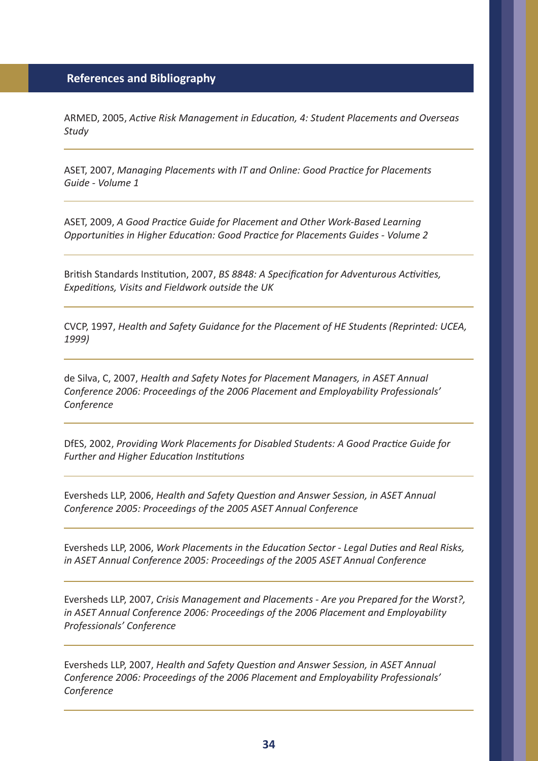## References and Bibliography

ARMED, 2005, *Active Risk Management in Education, 4: Student Placements and Overseas Study*

ASET, 2007, *Managing Placements with IT and Online: Good Practice for Placements Guide - Volume 1*

ASET, 2009, *A Good Practice Guide for Placement and Other Work-Based Learning Opportunities in Higher Education: Good Practice for Placements Guides - Volume 2*

British Standards Institution, 2007, *BS 8848: A Specification for Adventurous Activities, Expeditions, Visits and Fieldwork outside the UK*

CVCP, 1997, *Health and Safety Guidance for the Placement of HE Students (Reprinted: UCEA, 1999)*

de Silva, C, 2007, *Health and Safety Notes for Placement Managers, in ASET Annual Conference 2006: Proceedings of the 2006 Placement and Employability Professionals' Conference*

DfES, 2002, *Providing Work Placements for Disabled Students: A Good Practice Guide for Further and Higher Education Institutions*

Eversheds LLP, 2006, *Health and Safety Question and Answer Session, in ASET Annual Conference 2005: Proceedings of the 2005 ASET Annual Conference*

Eversheds LLP, 2006, *Work Placements in the Education Sector - Legal Duties and Real Risks, in ASET Annual Conference 2005: Proceedings of the 2005 ASET Annual Conference*

Eversheds LLP, 2007, *Crisis Management and Placements - Are you Prepared for the Worst?, in ASET Annual Conference 2006: Proceedings of the 2006 Placement and Employability Professionals' Conference*

Eversheds LLP, 2007, *Health and Safety Question and Answer Session, in ASET Annual Conference 2006: Proceedings of the 2006 Placement and Employability Professionals' Conference*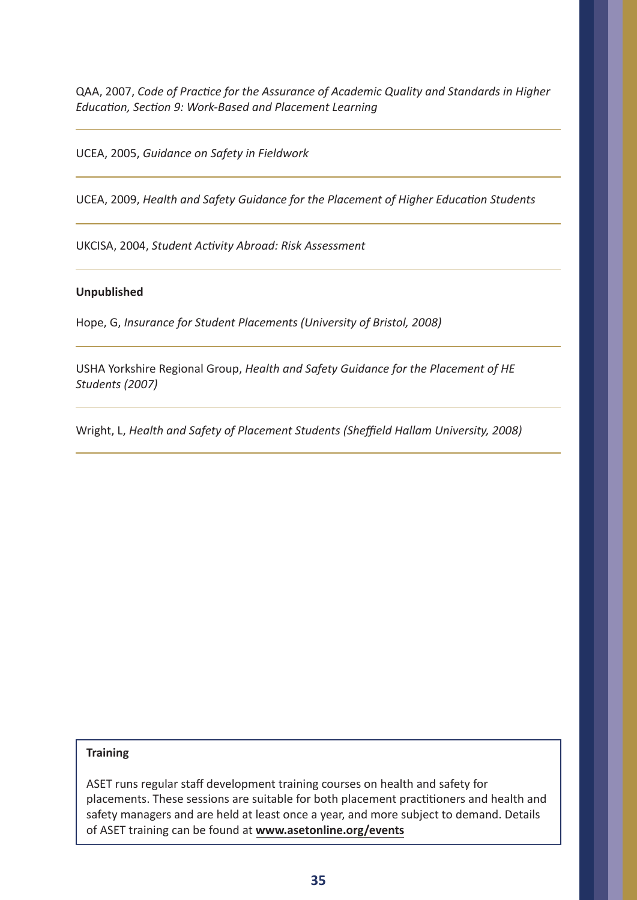QAA, 2007, *Code of Practice for the Assurance of Academic Quality and Standards in Higher Education, Section 9: Work-Based and Placement Learning*

UCEA, 2005, *Guidance on Safety in Fieldwork*

UCEA, 2009, *Health and Safety Guidance for the Placement of Higher Education Students*

UKCISA, 2004, *Student Activity Abroad: Risk Assessment*

**Unpublished**

Hope, G, *Insurance for Student Placements (University of Bristol, 2008)*

USHA Yorkshire Regional Group, *Health and Safety Guidance for the Placement of HE Students (2007)*

Wright, L, *Health and Safety of Placement Students (Sheffield Hallam University, 2008)*

**Training**

ASET runs regular staff development training courses on health and safety for placements. These sessions are suitable for both placement practitioners and health and safety managers and are held at least once a year, and more subject to demand. Details of ASET training can be found at **www.asetonline.org/events**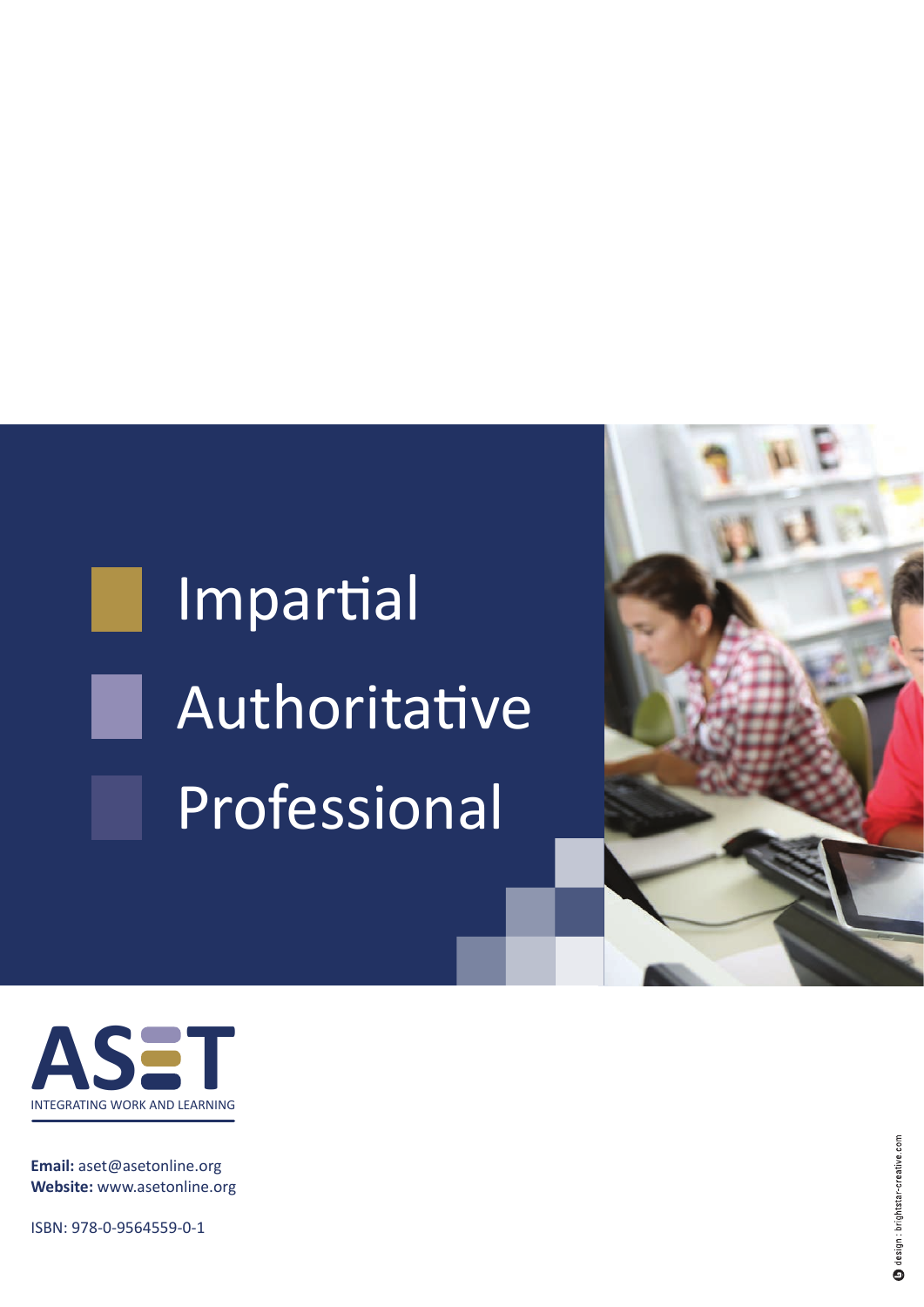Impartial

Authoritative

Professional

ASET

INTEGRATING WORK AND LEARNING

**Email:** aset@asetonline.org
**Website:** www.asetonline.org

ISBN: 978-0-9564559-0-1

design : brightstar-creative.com